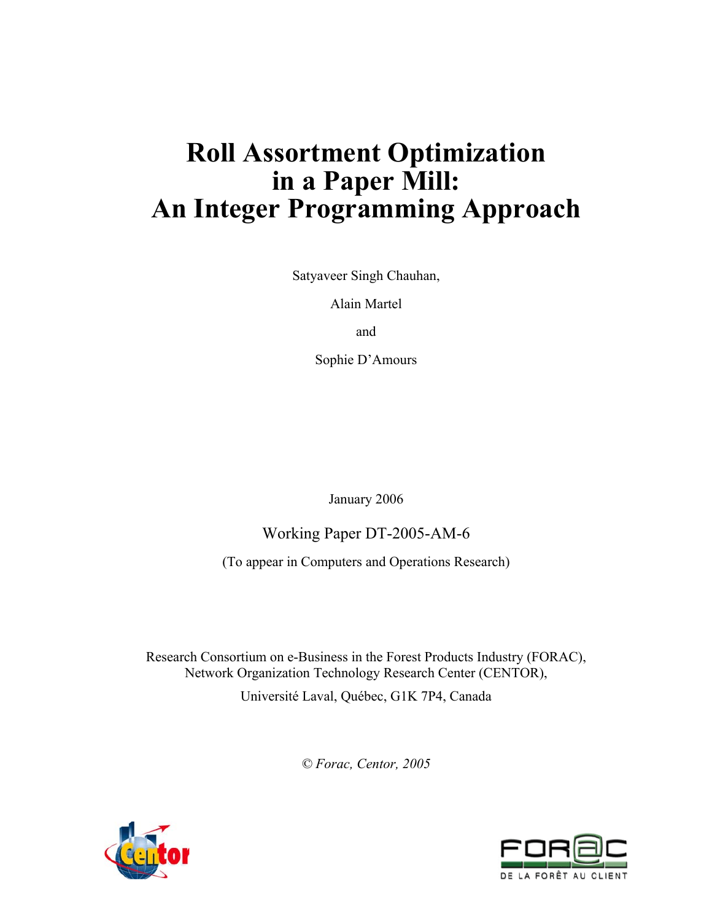# Roll Assortment Optimization in a Paper Mill: An Integer Programming Approach

Satyaveer Singh Chauhan,

Alain Martel

and

Sophie D'Amours

January 2006

Working Paper DT-2005-AM-6

(To appear in Computers and Operations Research)

Research Consortium on e-Business in the Forest Products Industry (FORAC),
Network Organization Technology Research Center (CENTOR),
Université Laval, Québec, G1K 7P4, Canada

*© Forac, Centor, 2005*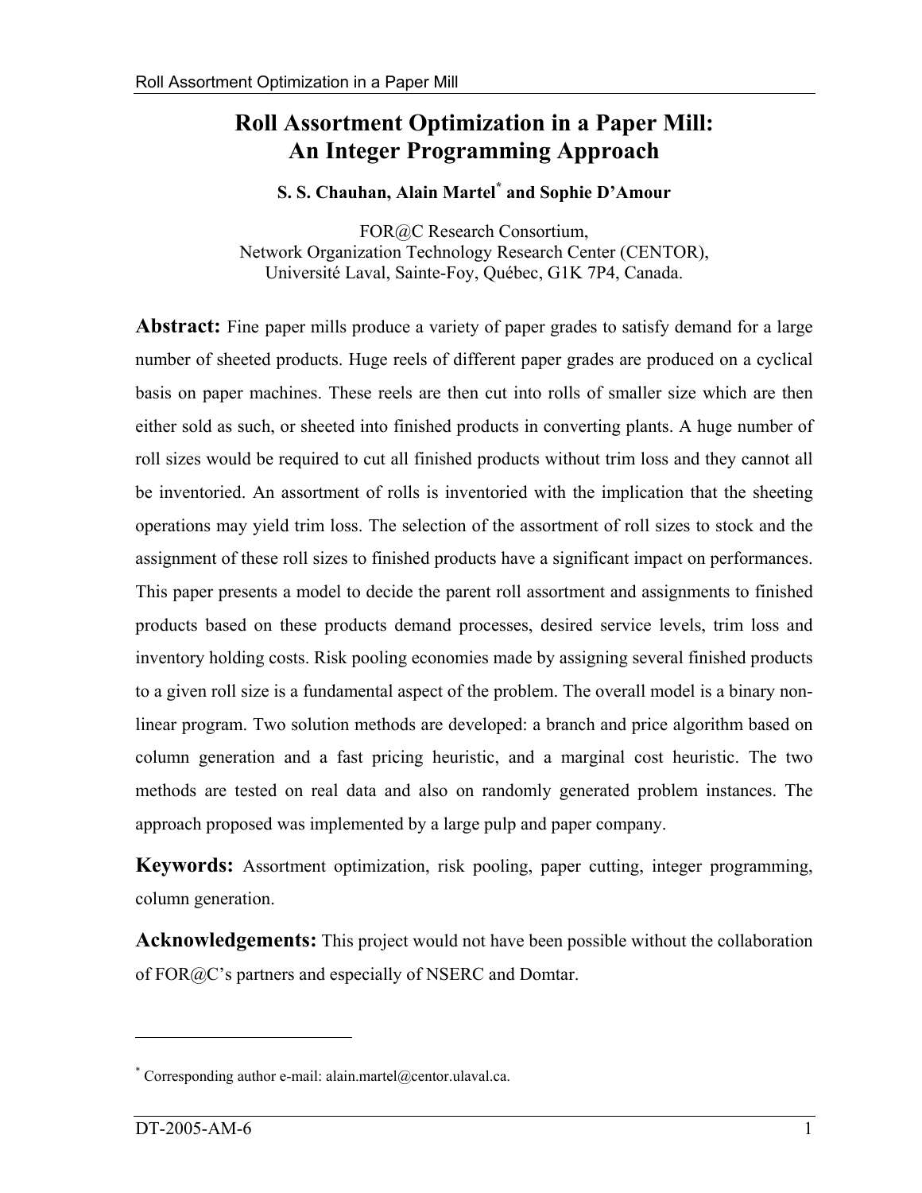# Roll Assortment Optimization in a Paper Mill: An Integer Programming Approach

**S. S. Chauhan, Alain Martel[*] and Sophie D'Amour**

FOR@C Research Consortium,
Network Organization Technology Research Center (CENTOR),
Université Laval, Sainte-Foy, Québec, G1K 7P4, Canada.

**Abstract:** Fine paper mills produce a variety of paper grades to satisfy demand for a large number of sheeted products. Huge reels of different paper grades are produced on a cyclical basis on paper machines. These reels are then cut into rolls of smaller size which are then either sold as such, or sheeted into finished products in converting plants. A huge number of roll sizes would be required to cut all finished products without trim loss and they cannot all be inventoried. An assortment of rolls is inventoried with the implication that the sheeting operations may yield trim loss. The selection of the assortment of roll sizes to stock and the assignment of these roll sizes to finished products have a significant impact on performances. This paper presents a model to decide the parent roll assortment and assignments to finished products based on these products demand processes, desired service levels, trim loss and inventory holding costs. Risk pooling economies made by assigning several finished products to a given roll size is a fundamental aspect of the problem. The overall model is a binary non-linear program. Two solution methods are developed: a branch and price algorithm based on column generation and a fast pricing heuristic, and a marginal cost heuristic. The two methods are tested on real data and also on randomly generated problem instances. The approach proposed was implemented by a large pulp and paper company.

**Keywords:** Assortment optimization, risk pooling, paper cutting, integer programming, column generation.

**Acknowledgements:** This project would not have been possible without the collaboration of FOR@C's partners and especially of NSERC and Domtar.

---

[*] Corresponding author e-mail: alain.martel@centor.ulaval.ca.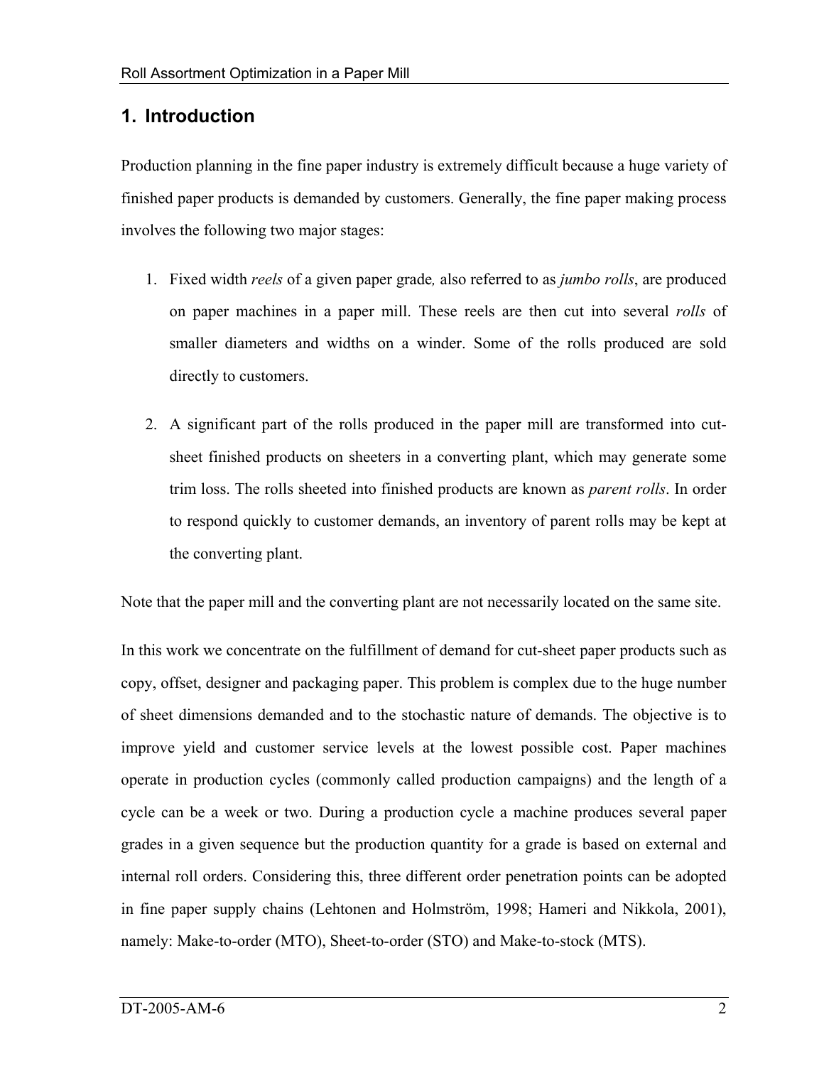## 1. Introduction

Production planning in the fine paper industry is extremely difficult because a huge variety of finished paper products is demanded by customers. Generally, the fine paper making process involves the following two major stages:

1. Fixed width *reels* of a given paper grade*,* also referred to as *jumbo rolls*, are produced on paper machines in a paper mill. These reels are then cut into several *rolls* of smaller diameters and widths on a winder. Some of the rolls produced are sold directly to customers.

2. A significant part of the rolls produced in the paper mill are transformed into cut-sheet finished products on sheeters in a converting plant, which may generate some trim loss. The rolls sheeted into finished products are known as *parent rolls*. In order to respond quickly to customer demands, an inventory of parent rolls may be kept at the converting plant.

Note that the paper mill and the converting plant are not necessarily located on the same site.

In this work we concentrate on the fulfillment of demand for cut-sheet paper products such as copy, offset, designer and packaging paper. This problem is complex due to the huge number of sheet dimensions demanded and to the stochastic nature of demands. The objective is to improve yield and customer service levels at the lowest possible cost. Paper machines operate in production cycles (commonly called production campaigns) and the length of a cycle can be a week or two. During a production cycle a machine produces several paper grades in a given sequence but the production quantity for a grade is based on external and internal roll orders. Considering this, three different order penetration points can be adopted in fine paper supply chains (Lehtonen and Holmström, 1998; Hameri and Nikkola, 2001), namely: Make-to-order (MTO), Sheet-to-order (STO) and Make-to-stock (MTS).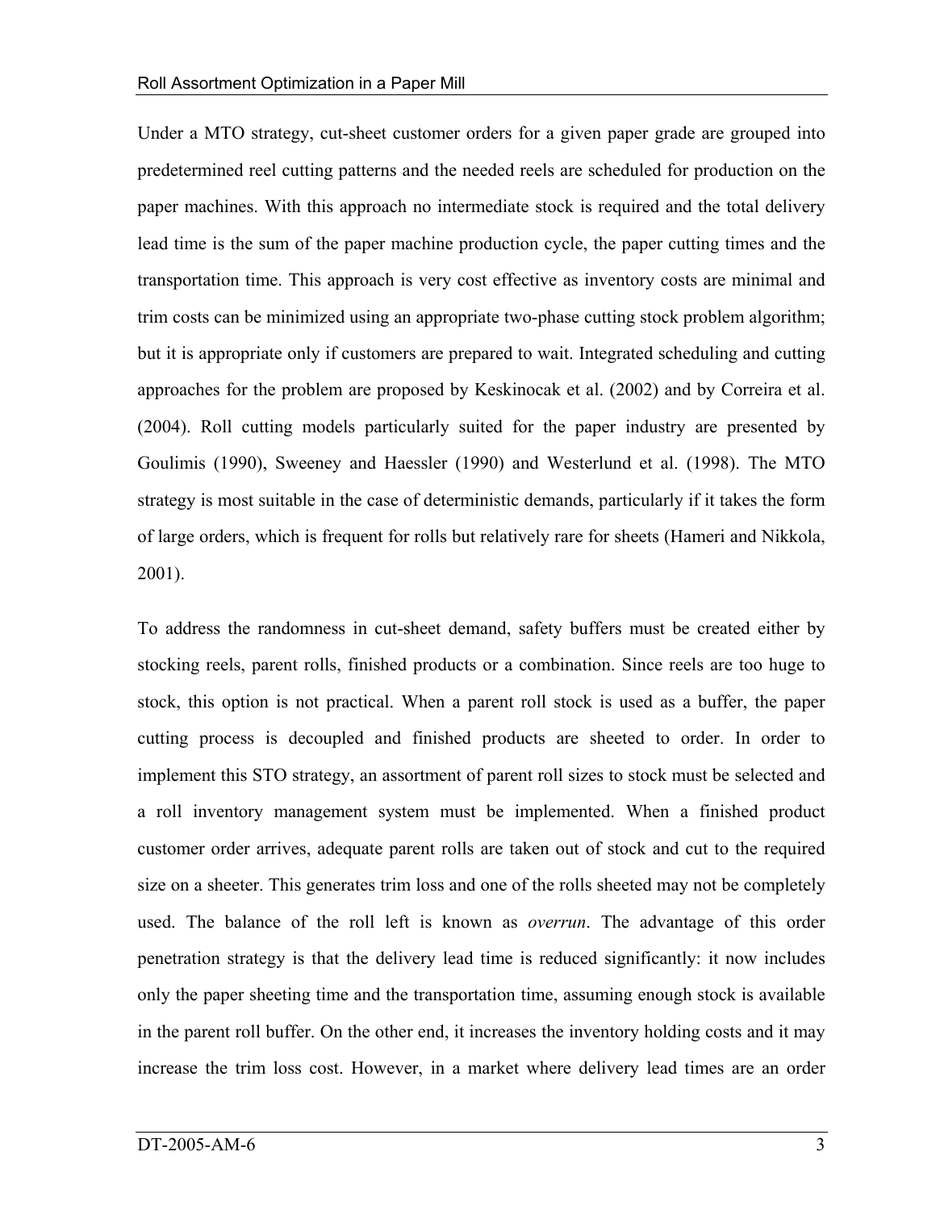Under a MTO strategy, cut-sheet customer orders for a given paper grade are grouped into predetermined reel cutting patterns and the needed reels are scheduled for production on the paper machines. With this approach no intermediate stock is required and the total delivery lead time is the sum of the paper machine production cycle, the paper cutting times and the transportation time. This approach is very cost effective as inventory costs are minimal and trim costs can be minimized using an appropriate two-phase cutting stock problem algorithm; but it is appropriate only if customers are prepared to wait. Integrated scheduling and cutting approaches for the problem are proposed by Keskinocak et al. (2002) and by Correira et al. (2004). Roll cutting models particularly suited for the paper industry are presented by Goulimis (1990), Sweeney and Haessler (1990) and Westerlund et al. (1998). The MTO strategy is most suitable in the case of deterministic demands, particularly if it takes the form of large orders, which is frequent for rolls but relatively rare for sheets (Hameri and Nikkola, 2001).

To address the randomness in cut-sheet demand, safety buffers must be created either by stocking reels, parent rolls, finished products or a combination. Since reels are too huge to stock, this option is not practical. When a parent roll stock is used as a buffer, the paper cutting process is decoupled and finished products are sheeted to order. In order to implement this STO strategy, an assortment of parent roll sizes to stock must be selected and a roll inventory management system must be implemented. When a finished product customer order arrives, adequate parent rolls are taken out of stock and cut to the required size on a sheeter. This generates trim loss and one of the rolls sheeted may not be completely used. The balance of the roll left is known as *overrun*. The advantage of this order penetration strategy is that the delivery lead time is reduced significantly: it now includes only the paper sheeting time and the transportation time, assuming enough stock is available in the parent roll buffer. On the other end, it increases the inventory holding costs and it may increase the trim loss cost. However, in a market where delivery lead times are an order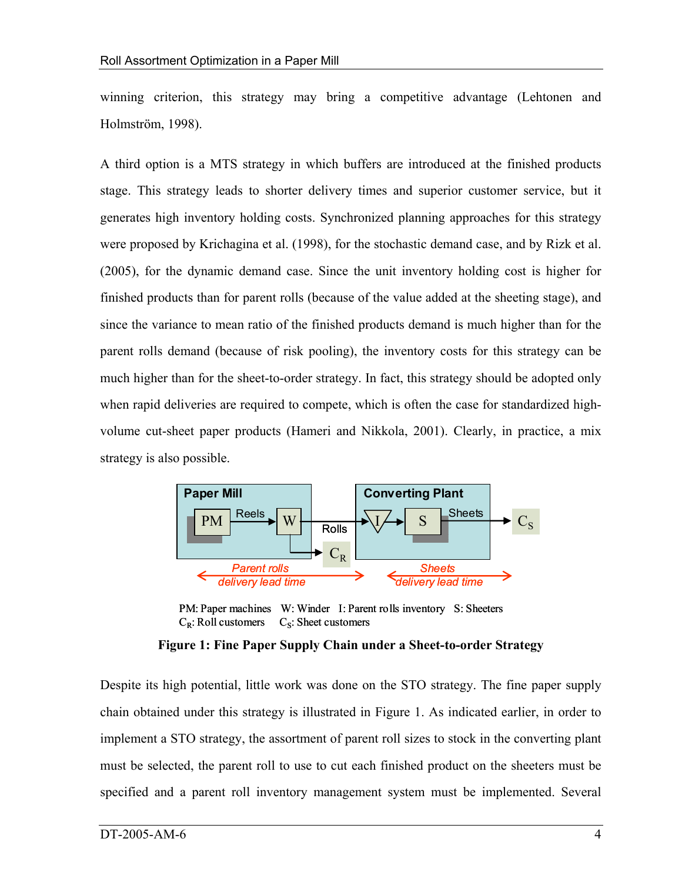winning criterion, this strategy may bring a competitive advantage (Lehtonen and Holmström, 1998).

A third option is a MTS strategy in which buffers are introduced at the finished products stage. This strategy leads to shorter delivery times and superior customer service, but it generates high inventory holding costs. Synchronized planning approaches for this strategy were proposed by Krichagina et al. (1998), for the stochastic demand case, and by Rizk et al. (2005), for the dynamic demand case. Since the unit inventory holding cost is higher for finished products than for parent rolls (because of the value added at the sheeting stage), and since the variance to mean ratio of the finished products demand is much higher than for the parent rolls demand (because of risk pooling), the inventory costs for this strategy can be much higher than for the sheet-to-order strategy. In fact, this strategy should be adopted only when rapid deliveries are required to compete, which is often the case for standardized high-volume cut-sheet paper products (Hameri and Nikkola, 2001). Clearly, in practice, a mix strategy is also possible.

PM: Paper machines W: Winder I: Parent rolls inventory S: Sheeters
$C_R$: Roll customers $C_S$: Sheet customers

**Figure 1: Fine Paper Supply Chain under a Sheet-to-order Strategy**

Despite its high potential, little work was done on the STO strategy. The fine paper supply chain obtained under this strategy is illustrated in Figure 1. As indicated earlier, in order to implement a STO strategy, the assortment of parent roll sizes to stock in the converting plant must be selected, the parent roll to use to cut each finished product on the sheeters must be specified and a parent roll inventory management system must be implemented. Several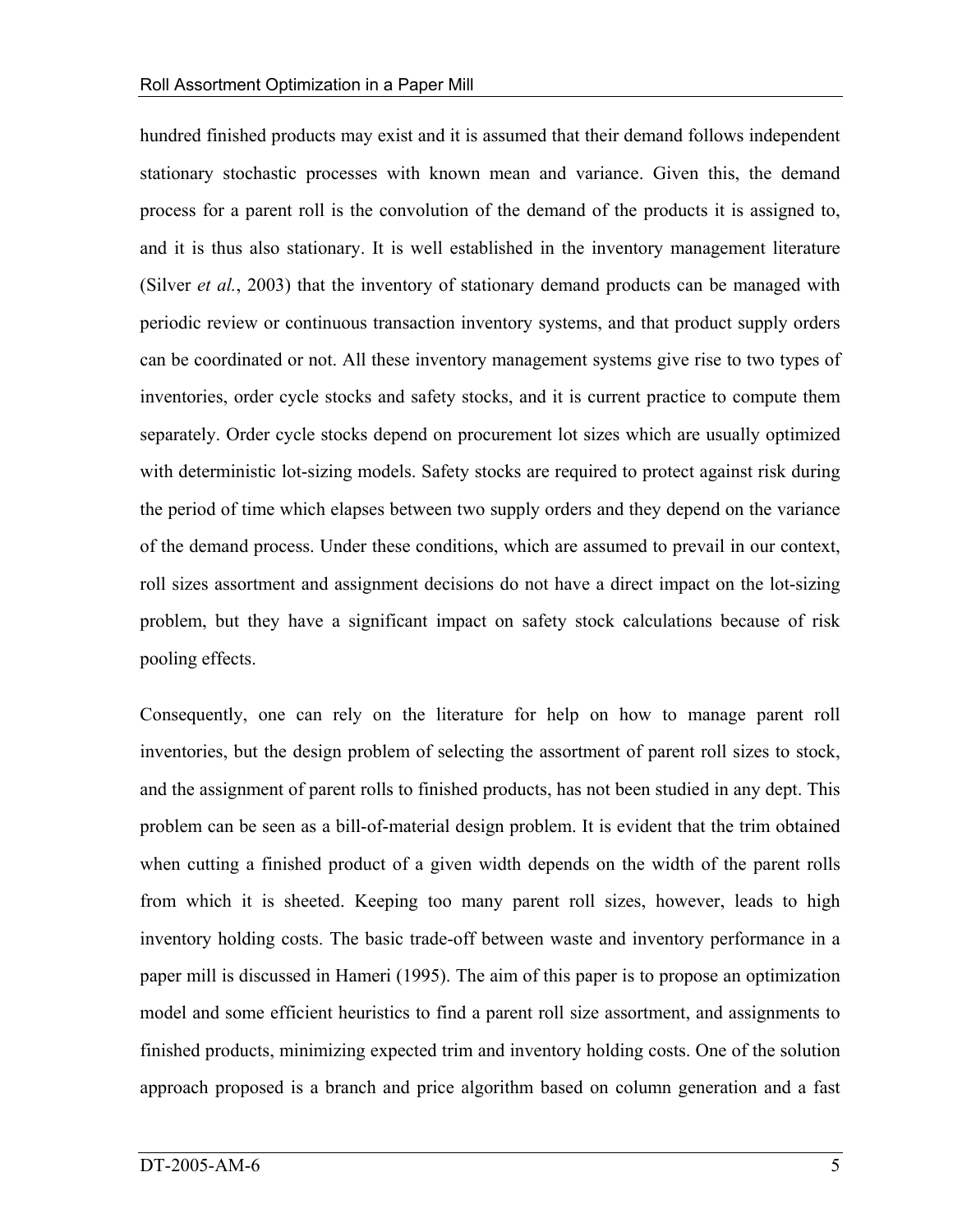hundred finished products may exist and it is assumed that their demand follows independent stationary stochastic processes with known mean and variance. Given this, the demand process for a parent roll is the convolution of the demand of the products it is assigned to, and it is thus also stationary. It is well established in the inventory management literature (Silver *et al.*, 2003) that the inventory of stationary demand products can be managed with periodic review or continuous transaction inventory systems, and that product supply orders can be coordinated or not. All these inventory management systems give rise to two types of inventories, order cycle stocks and safety stocks, and it is current practice to compute them separately. Order cycle stocks depend on procurement lot sizes which are usually optimized with deterministic lot-sizing models. Safety stocks are required to protect against risk during the period of time which elapses between two supply orders and they depend on the variance of the demand process. Under these conditions, which are assumed to prevail in our context, roll sizes assortment and assignment decisions do not have a direct impact on the lot-sizing problem, but they have a significant impact on safety stock calculations because of risk pooling effects.

Consequently, one can rely on the literature for help on how to manage parent roll inventories, but the design problem of selecting the assortment of parent roll sizes to stock, and the assignment of parent rolls to finished products, has not been studied in any dept. This problem can be seen as a bill-of-material design problem. It is evident that the trim obtained when cutting a finished product of a given width depends on the width of the parent rolls from which it is sheeted. Keeping too many parent roll sizes, however, leads to high inventory holding costs. The basic trade-off between waste and inventory performance in a paper mill is discussed in Hameri (1995). The aim of this paper is to propose an optimization model and some efficient heuristics to find a parent roll size assortment, and assignments to finished products, minimizing expected trim and inventory holding costs. One of the solution approach proposed is a branch and price algorithm based on column generation and a fast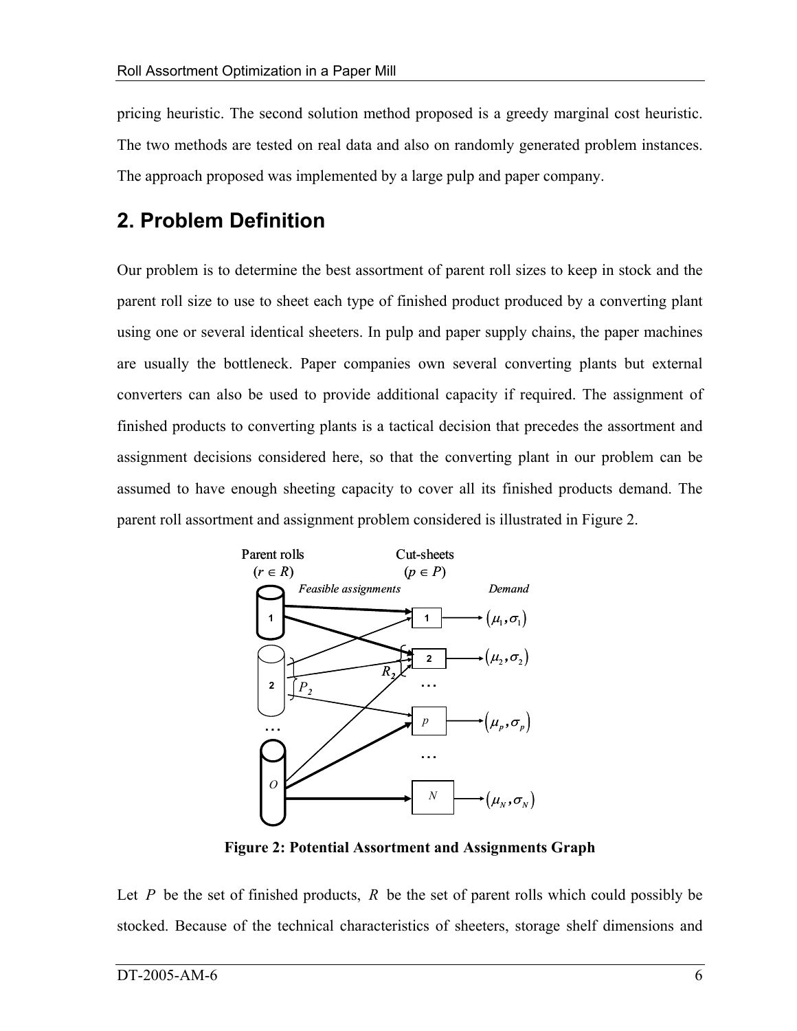pricing heuristic. The second solution method proposed is a greedy marginal cost heuristic. The two methods are tested on real data and also on randomly generated problem instances. The approach proposed was implemented by a large pulp and paper company.

## 2. Problem Definition

Our problem is to determine the best assortment of parent roll sizes to keep in stock and the parent roll size to use to sheet each type of finished product produced by a converting plant using one or several identical sheeters. In pulp and paper supply chains, the paper machines are usually the bottleneck. Paper companies own several converting plants but external converters can also be used to provide additional capacity if required. The assignment of finished products to converting plants is a tactical decision that precedes the assortment and assignment decisions considered here, so that the converting plant in our problem can be assumed to have enough sheeting capacity to cover all its finished products demand. The parent roll assortment and assignment problem considered is illustrated in Figure 2.

**Figure 2: Potential Assortment and Assignments Graph**

Let $P$ be the set of finished products, $R$ be the set of parent rolls which could possibly be stocked. Because of the technical characteristics of sheeters, storage shelf dimensions and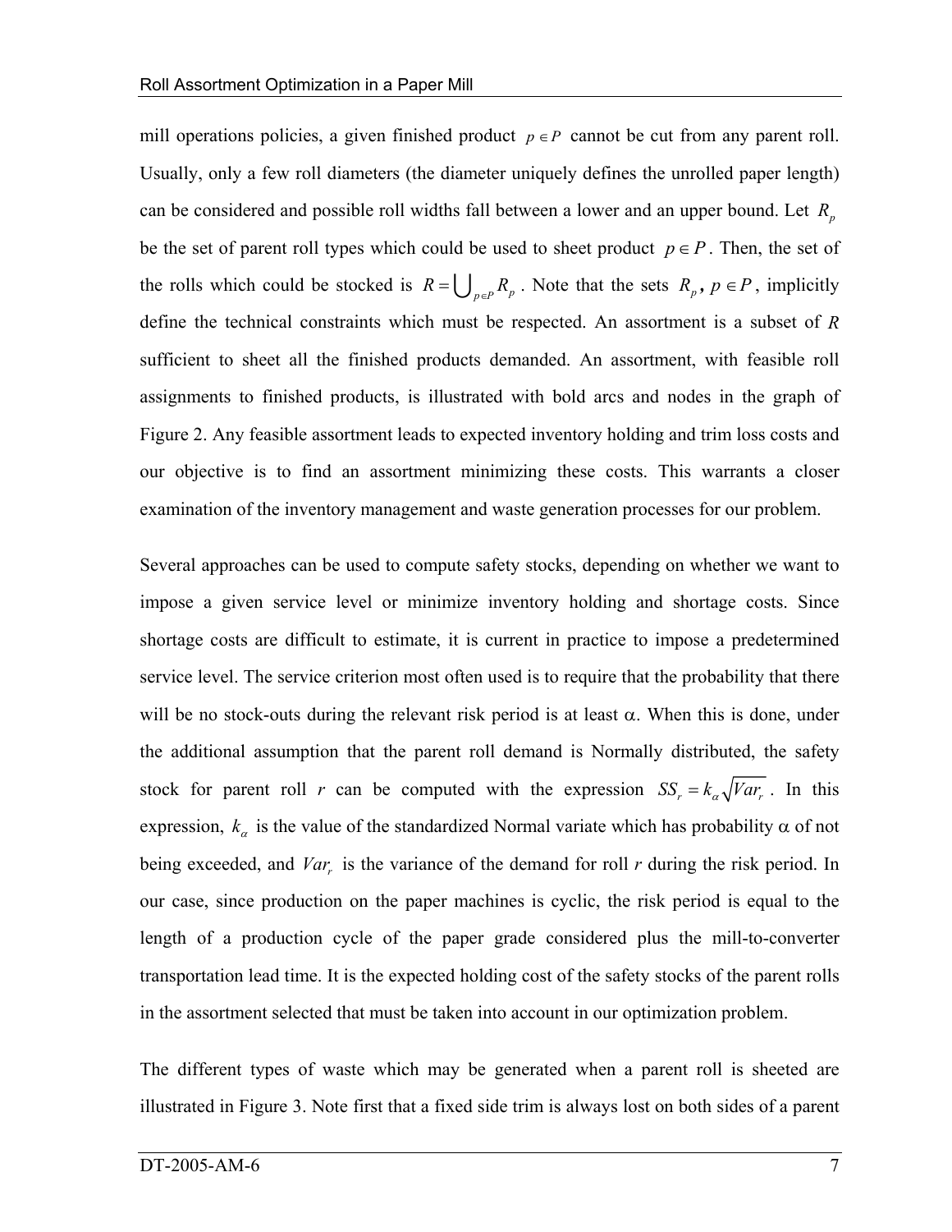mill operations policies, a given finished product $p \in P$ cannot be cut from any parent roll. Usually, only a few roll diameters (the diameter uniquely defines the unrolled paper length) can be considered and possible roll widths fall between a lower and an upper bound. Let $R_p$ be the set of parent roll types which could be used to sheet product $p \in P$. Then, the set of the rolls which could be stocked is $R = \bigcup_{p \in P} R_p$. Note that the sets $R_p$, $p \in P$, implicitly define the technical constraints which must be respected. An assortment is a subset of $R$ sufficient to sheet all the finished products demanded. An assortment, with feasible roll assignments to finished products, is illustrated with bold arcs and nodes in the graph of Figure 2. Any feasible assortment leads to expected inventory holding and trim loss costs and our objective is to find an assortment minimizing these costs. This warrants a closer examination of the inventory management and waste generation processes for our problem.

Several approaches can be used to compute safety stocks, depending on whether we want to impose a given service level or minimize inventory holding and shortage costs. Since shortage costs are difficult to estimate, it is current in practice to impose a predetermined service level. The service criterion most often used is to require that the probability that there will be no stock-outs during the relevant risk period is at least $\alpha$. When this is done, under the additional assumption that the parent roll demand is Normally distributed, the safety stock for parent roll $r$ can be computed with the expression $SS_r = k_\alpha \sqrt{Var_r}$. In this expression, $k_\alpha$ is the value of the standardized Normal variate which has probability $\alpha$ of not being exceeded, and $Var_r$ is the variance of the demand for roll $r$ during the risk period. In our case, since production on the paper machines is cyclic, the risk period is equal to the length of a production cycle of the paper grade considered plus the mill-to-converter transportation lead time. It is the expected holding cost of the safety stocks of the parent rolls in the assortment selected that must be taken into account in our optimization problem.

The different types of waste which may be generated when a parent roll is sheeted are illustrated in Figure 3. Note first that a fixed side trim is always lost on both sides of a parent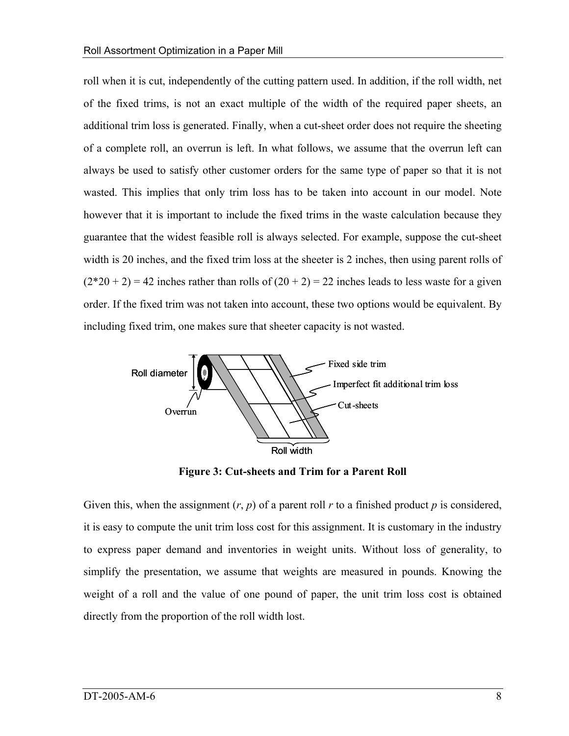roll when it is cut, independently of the cutting pattern used. In addition, if the roll width, net of the fixed trims, is not an exact multiple of the width of the required paper sheets, an additional trim loss is generated. Finally, when a cut-sheet order does not require the sheeting of a complete roll, an overrun is left. In what follows, we assume that the overrun left can always be used to satisfy other customer orders for the same type of paper so that it is not wasted. This implies that only trim loss has to be taken into account in our model. Note however that it is important to include the fixed trims in the waste calculation because they guarantee that the widest feasible roll is always selected. For example, suppose the cut-sheet width is 20 inches, and the fixed trim loss at the sheeter is 2 inches, then using parent rolls of $(2*20 + 2) = 42$ inches rather than rolls of $(20 + 2) = 22$ inches leads to less waste for a given order. If the fixed trim was not taken into account, these two options would be equivalent. By including fixed trim, one makes sure that sheeter capacity is not wasted.

**Figure 3: Cut-sheets and Trim for a Parent Roll**

Given this, when the assignment $(r, p)$ of a parent roll $r$ to a finished product $p$ is considered, it is easy to compute the unit trim loss cost for this assignment. It is customary in the industry to express paper demand and inventories in weight units. Without loss of generality, to simplify the presentation, we assume that weights are measured in pounds. Knowing the weight of a roll and the value of one pound of paper, the unit trim loss cost is obtained directly from the proportion of the roll width lost.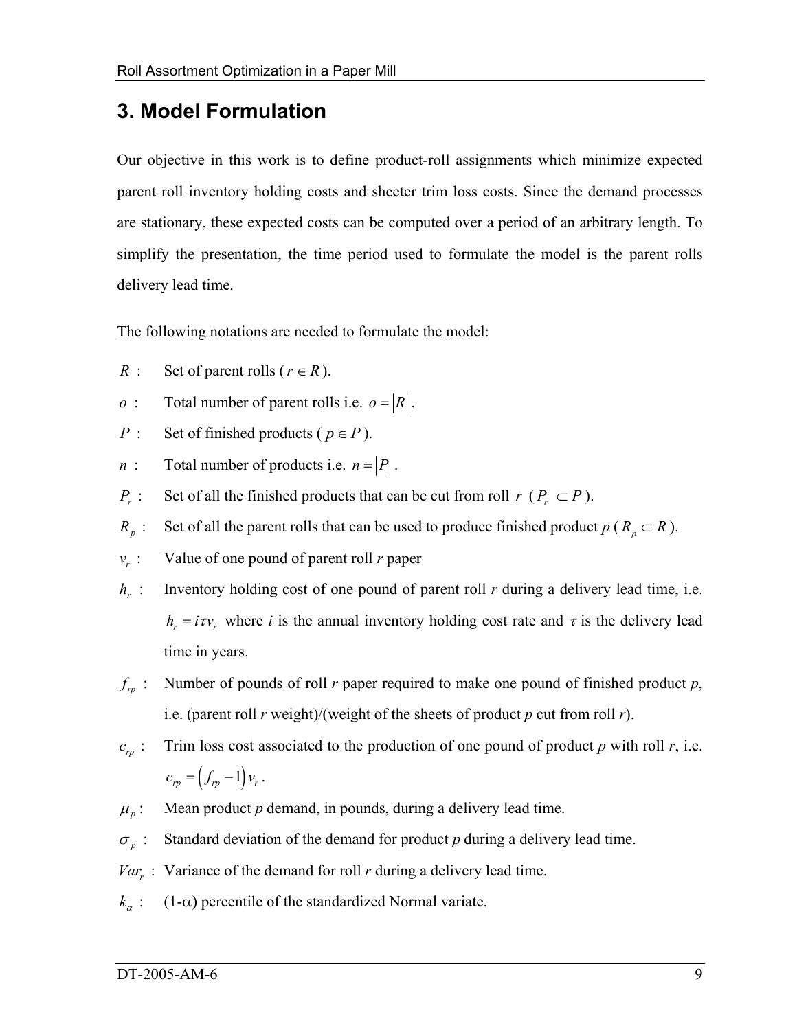# 3. Model Formulation

Our objective in this work is to define product-roll assignments which minimize expected parent roll inventory holding costs and sheeter trim loss costs. Since the demand processes are stationary, these expected costs can be computed over a period of an arbitrary length. To simplify the presentation, the time period used to formulate the model is the parent rolls delivery lead time.

The following notations are needed to formulate the model:

- $R$ : Set of parent rolls ( $r \in R$ ).
- $o$ : Total number of parent rolls i.e. $o = |R|$.
- $P$ : Set of finished products ( $p \in P$ ).
- $n$ : Total number of products i.e. $n = |P|$.
- $P_r$ : Set of all the finished products that can be cut from roll $r$ ( $P_r \subset P$ ).
- $R_p$ : Set of all the parent rolls that can be used to produce finished product *p* ( $R_p \subset R$ ).
- $v_r$ : Value of one pound of parent roll *r* paper
- $h_r$ : Inventory holding cost of one pound of parent roll *r* during a delivery lead time, i.e. $h_r = i\tau v_r$ where *i* is the annual inventory holding cost rate and $\tau$ is the delivery lead time in years.
- $f_{rp}$ : Number of pounds of roll *r* paper required to make one pound of finished product *p*, i.e. (parent roll *r* weight)/(weight of the sheets of product *p* cut from roll *r*).
- $c_{rp}$ : Trim loss cost associated to the production of one pound of product *p* with roll *r*, i.e. $c_{rp} = \left(f_{rp} - 1\right) v_r$.
- $\mu_p$ : Mean product *p* demand, in pounds, during a delivery lead time.
- $\sigma_p$ : Standard deviation of the demand for product *p* during a delivery lead time.
- $Var_r$ : Variance of the demand for roll *r* during a delivery lead time.
- $k_\alpha$ : (1-$\alpha$) percentile of the standardized Normal variate.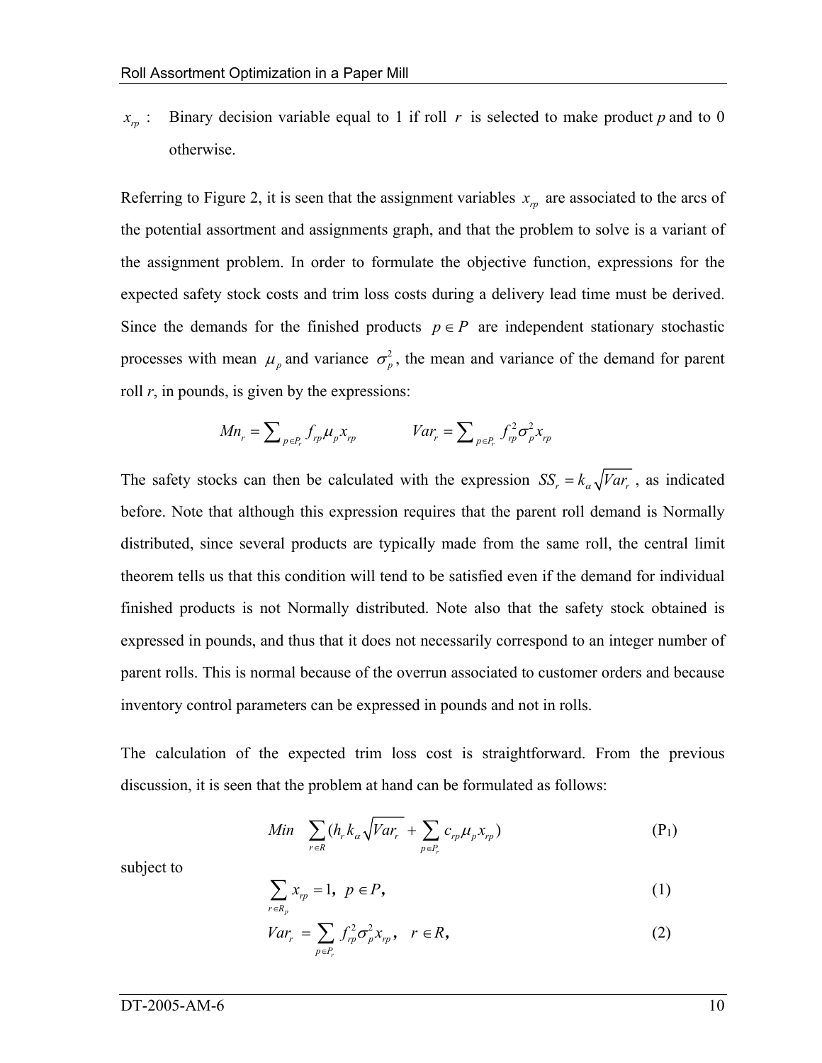$x_{rp}$ : Binary decision variable equal to 1 if roll $r$ is selected to make product $p$ and to 0 otherwise.

Referring to Figure 2, it is seen that the assignment variables $x_{rp}$ are associated to the arcs of the potential assortment and assignments graph, and that the problem to solve is a variant of the assignment problem. In order to formulate the objective function, expressions for the expected safety stock costs and trim loss costs during a delivery lead time must be derived. Since the demands for the finished products $p \in P$ are independent stationary stochastic processes with mean $\mu_p$ and variance $\sigma_p^2$, the mean and variance of the demand for parent roll $r$, in pounds, is given by the expressions:

$$Mn_r = \sum_{p \in P_r} f_{rp} \mu_p x_{rp} \qquad Var_r = \sum_{p \in P_r} f_{rp}^2 \sigma_p^2 x_{rp}$$

The safety stocks can then be calculated with the expression $SS_r = k_\alpha \sqrt{Var_r}$ , as indicated before. Note that although this expression requires that the parent roll demand is Normally distributed, since several products are typically made from the same roll, the central limit theorem tells us that this condition will tend to be satisfied even if the demand for individual finished products is not Normally distributed. Note also that the safety stock obtained is expressed in pounds, and thus that it does not necessarily correspond to an integer number of parent rolls. This is normal because of the overrun associated to customer orders and because inventory control parameters can be expressed in pounds and not in rolls.

The calculation of the expected trim loss cost is straightforward. From the previous discussion, it is seen that the problem at hand can be formulated as follows:

$$Min \quad \sum_{r \in R} (h_r k_\alpha \sqrt{Var_r} + \sum_{p \in P_r} c_{rp} \mu_p x_{rp}) \tag{P$_1$}$$

subject to

$$\sum_{r \in R_p} x_{rp} = 1, \;\; p \in P, \tag{1}$$

$$Var_r = \sum_{p \in P_r} f_{rp}^2 \sigma_p^2 x_{rp}, \quad r \in R, \tag{2}$$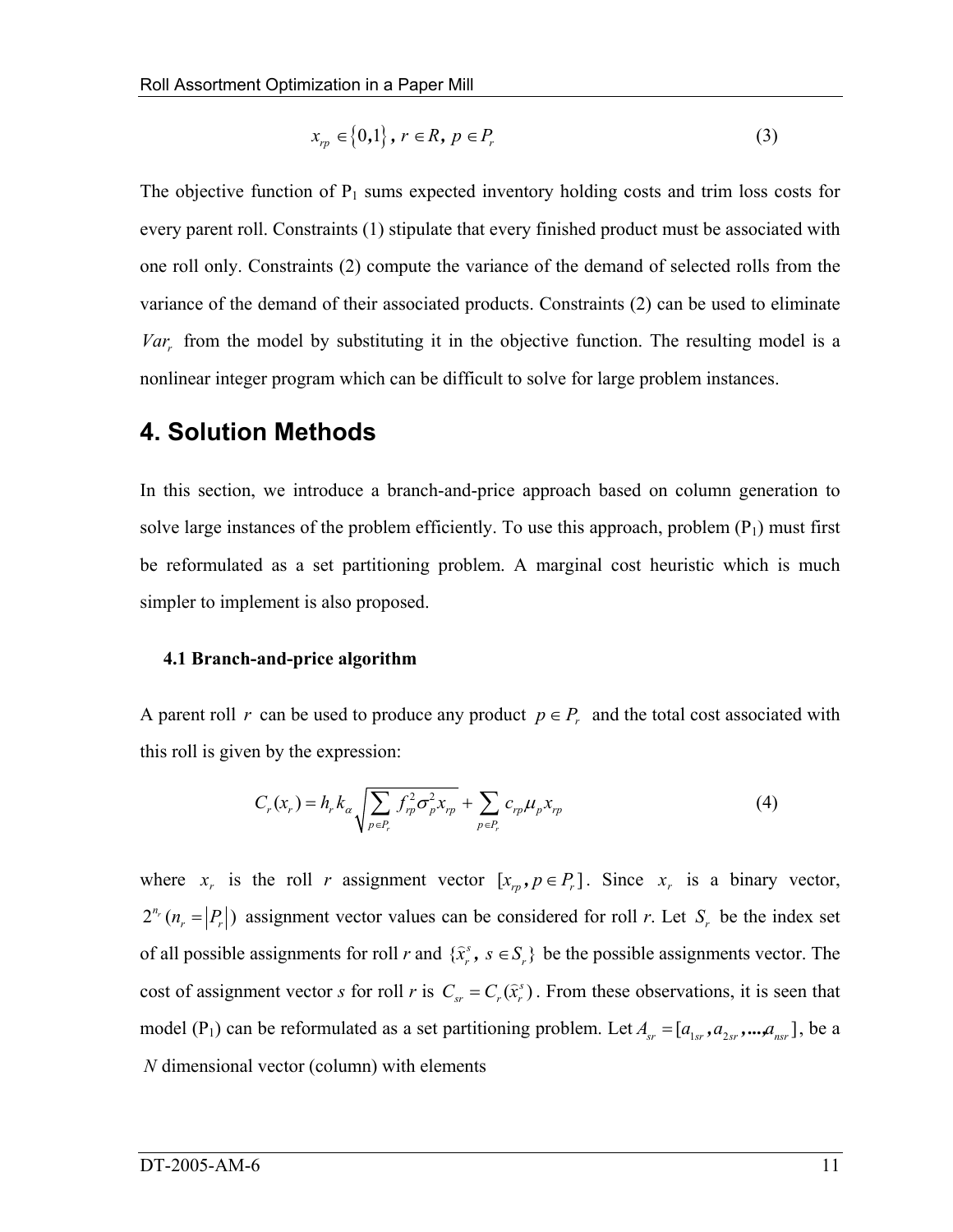$$x_{rp} \in \{0,1\},\ r \in R,\ p \in P_r \tag{3}$$

The objective function of $P_1$ sums expected inventory holding costs and trim loss costs for every parent roll. Constraints (1) stipulate that every finished product must be associated with one roll only. Constraints (2) compute the variance of the demand of selected rolls from the variance of the demand of their associated products. Constraints (2) can be used to eliminate $Var_r$ from the model by substituting it in the objective function. The resulting model is a nonlinear integer program which can be difficult to solve for large problem instances.

# 4. Solution Methods

In this section, we introduce a branch-and-price approach based on column generation to solve large instances of the problem efficiently. To use this approach, problem ($P_1$) must first be reformulated as a set partitioning problem. A marginal cost heuristic which is much simpler to implement is also proposed.

### 4.1 Branch-and-price algorithm

A parent roll $r$ can be used to produce any product $p \in P_r$ and the total cost associated with this roll is given by the expression:

$$C_r(x_r) = h_r k_\alpha \sqrt{\sum_{p \in P_r} f_{rp}^2 \sigma_p^2 x_{rp}} + \sum_{p \in P_r} c_{rp} \mu_p x_{rp} \tag{4}$$

where $x_r$ is the roll $r$ assignment vector $[x_{rp}, p \in P_r]$. Since $x_r$ is a binary vector, $2^{n_r}$ $(n_r = |P_r|)$ assignment vector values can be considered for roll *r*. Let $S_r$ be the index set of all possible assignments for roll *r* and $\{\hat{x}_r^s,\ s \in S_r\}$ be the possible assignments vector. The cost of assignment vector *s* for roll *r* is $C_{sr} = C_r(\hat{x}_r^s)$. From these observations, it is seen that model ($P_1$) can be reformulated as a set partitioning problem. Let $A_{sr} = [a_{1sr}, a_{2sr}, ..., a_{nsr}]$, be a $N$ dimensional vector (column) with elements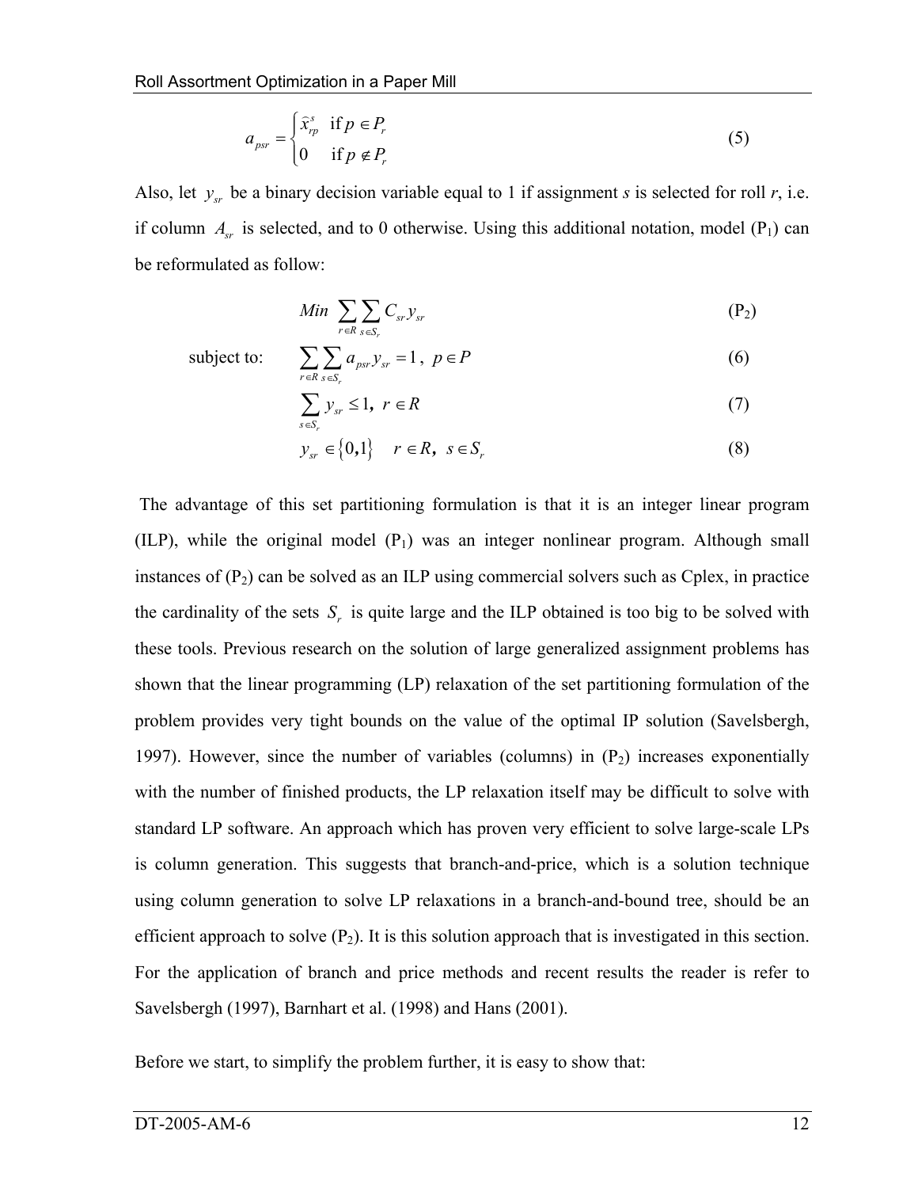$$a_{psr} = \begin{cases} \hat{x}_{rp}^{s} & \text{if } p \in P_r \\ 0 & \text{if } p \notin P_r \end{cases} \tag{5}$$

Also, let $y_{sr}$ be a binary decision variable equal to 1 if assignment *s* is selected for roll *r*, i.e. if column $A_{sr}$ is selected, and to 0 otherwise. Using this additional notation, model (P$_1$) can be reformulated as follow:

$$Min \sum_{r \in R} \sum_{s \in S_r} C_{sr} y_{sr} \tag{P$_2$}$$

subject to:

$$\sum_{r \in R} \sum_{s \in S_r} a_{psr} y_{sr} = 1, \; p \in P \tag{6}$$

$$\sum_{s \in S_r} y_{sr} \leq 1, \; r \in R \tag{7}$$

$$y_{sr} \in \{0,1\} \quad r \in R, \; s \in S_r \tag{8}$$

The advantage of this set partitioning formulation is that it is an integer linear program (ILP), while the original model (P$_1$) was an integer nonlinear program. Although small instances of (P$_2$) can be solved as an ILP using commercial solvers such as Cplex, in practice the cardinality of the sets $S_r$ is quite large and the ILP obtained is too big to be solved with these tools. Previous research on the solution of large generalized assignment problems has shown that the linear programming (LP) relaxation of the set partitioning formulation of the problem provides very tight bounds on the value of the optimal IP solution (Savelsbergh, 1997). However, since the number of variables (columns) in (P$_2$) increases exponentially with the number of finished products, the LP relaxation itself may be difficult to solve with standard LP software. An approach which has proven very efficient to solve large-scale LPs is column generation. This suggests that branch-and-price, which is a solution technique using column generation to solve LP relaxations in a branch-and-bound tree, should be an efficient approach to solve (P$_2$). It is this solution approach that is investigated in this section. For the application of branch and price methods and recent results the reader is refer to Savelsbergh (1997), Barnhart et al. (1998) and Hans (2001).

Before we start, to simplify the problem further, it is easy to show that: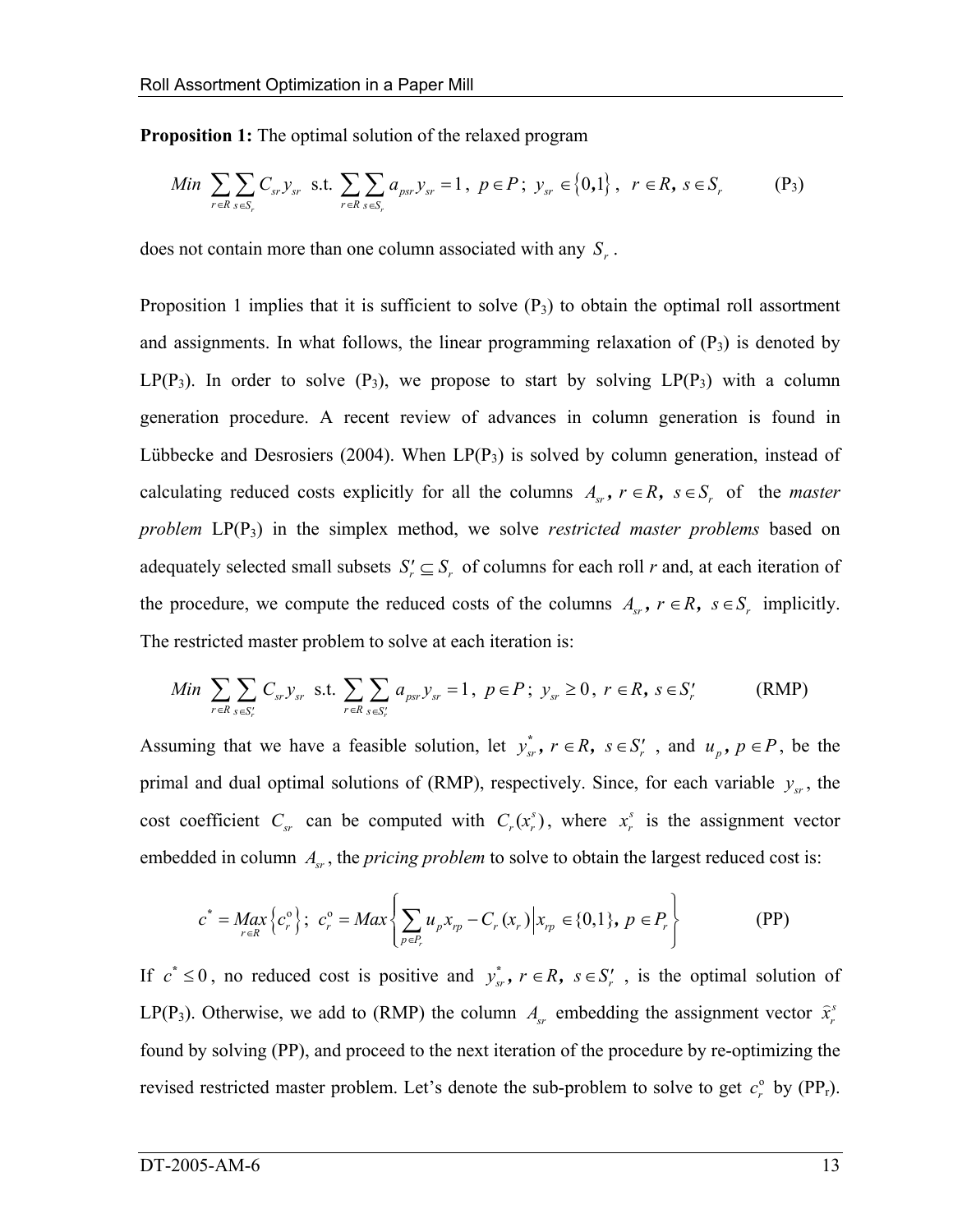**Proposition 1:** The optimal solution of the relaxed program

$$Min \sum_{r \in R} \sum_{s \in S_r} C_{sr} y_{sr} \text{ s.t. } \sum_{r \in R} \sum_{s \in S_r} a_{psr} y_{sr} = 1, \; p \in P; \; y_{sr} \in \{0,1\}, \; r \in R, \, s \in S_r \qquad (\mathrm{P}_3)$$

does not contain more than one column associated with any $S_r$.

Proposition 1 implies that it is sufficient to solve ($P_3$) to obtain the optimal roll assortment and assignments. In what follows, the linear programming relaxation of ($P_3$) is denoted by LP($P_3$). In order to solve ($P_3$), we propose to start by solving LP($P_3$) with a column generation procedure. A recent review of advances in column generation is found in Lübbecke and Desrosiers (2004). When LP($P_3$) is solved by column generation, instead of calculating reduced costs explicitly for all the columns $A_{sr}, \, r \in R, \; s \in S_r$ of the *master problem* LP($P_3$) in the simplex method, we solve *restricted master problems* based on adequately selected small subsets $S_r' \subseteq S_r$ of columns for each roll *r* and, at each iteration of the procedure, we compute the reduced costs of the columns $A_{sr}, \, r \in R, \; s \in S_r$ implicitly. The restricted master problem to solve at each iteration is:

$$Min \sum_{r \in R} \sum_{s \in S_r'} C_{sr} y_{sr} \text{ s.t. } \sum_{r \in R} \sum_{s \in S_r'} a_{psr} y_{sr} = 1, \; p \in P; \; y_{sr} \geq 0, \; r \in R, \, s \in S_r' \qquad (\mathrm{RMP})$$

Assuming that we have a feasible solution, let $y_{sr}^*, \, r \in R, \; s \in S_r'$ , and $u_p, \, p \in P$, be the primal and dual optimal solutions of (RMP), respectively. Since, for each variable $y_{sr}$, the cost coefficient $C_{sr}$ can be computed with $C_r(x_r^s)$, where $x_r^s$ is the assignment vector embedded in column $A_{sr}$, the *pricing problem* to solve to obtain the largest reduced cost is:

$$c^* = \underset{r \in R}{Max}\left\{c_r^{\mathrm{o}}\right\}; \; c_r^{\mathrm{o}} = Max\left\{ \sum_{p \in P_r} u_p x_{rp} - C_r(x_r) \middle| x_{rp} \in \{0,1\}, \, p \in P_r \right\} \qquad (\mathrm{PP})$$

If $c^* \leq 0$, no reduced cost is positive and $y_{sr}^*, \, r \in R, \; s \in S_r'$ , is the optimal solution of LP($P_3$). Otherwise, we add to (RMP) the column $A_{sr}$ embedding the assignment vector $\hat{x}_r^s$ found by solving (PP), and proceed to the next iteration of the procedure by re-optimizing the revised restricted master problem. Let's denote the sub-problem to solve to get $c_r^{\mathrm{o}}$ by ($PP_r$).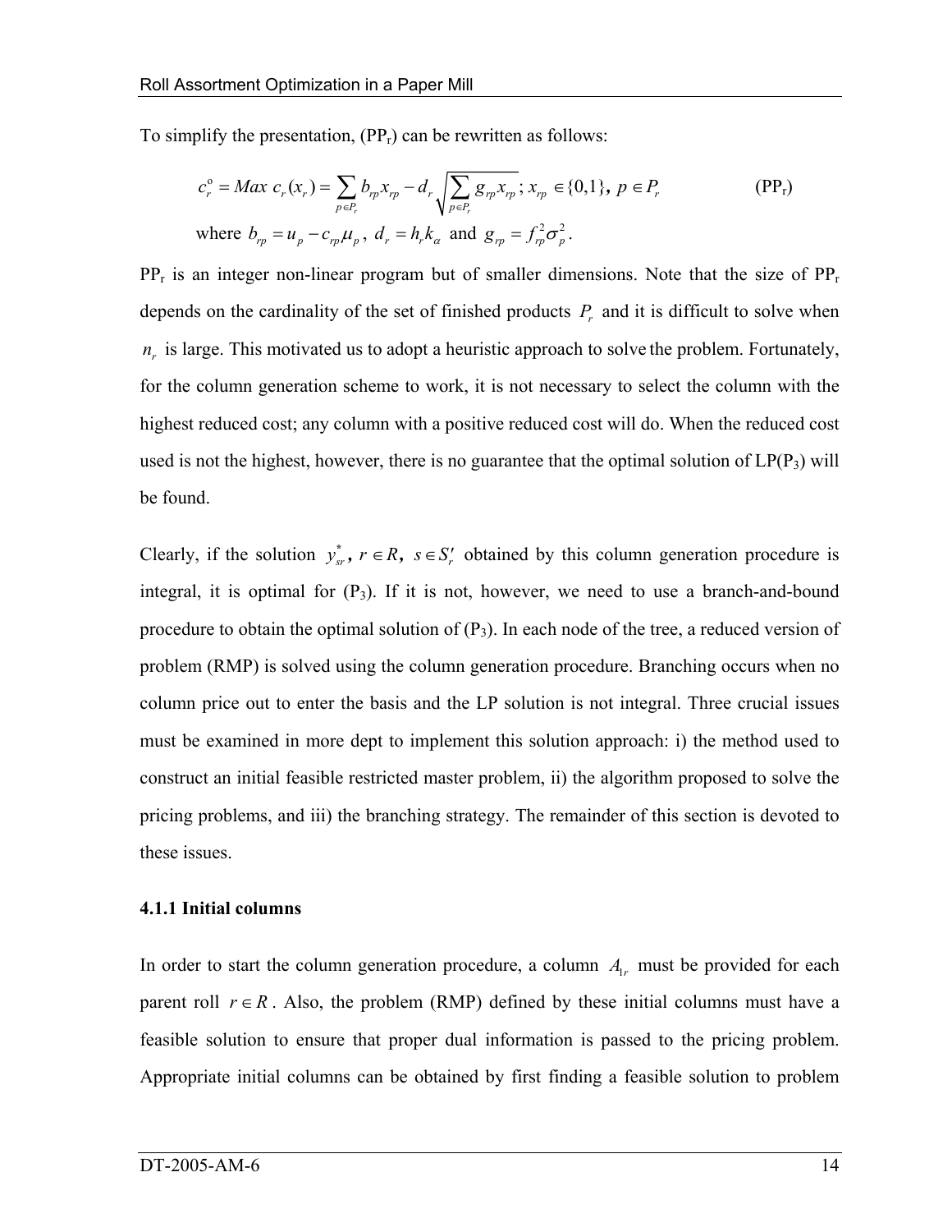To simplify the presentation, ($PP_r$) can be rewritten as follows:

$$c_r^o = Max\ c_r(x_r) = \sum_{p \in P_r} b_{rp} x_{rp} - d_r \sqrt{\sum_{p \in P_r} g_{rp} x_{rp}}\ ;\ x_{rp} \in \{0,1\},\ p \in P_r \qquad (PP_r)$$

where $b_{rp} = u_p - c_{rp}\mu_p$, $d_r = h_r k_\alpha$ and $g_{rp} = f_{rp}^2 \sigma_p^2$.

$PP_r$ is an integer non-linear program but of smaller dimensions. Note that the size of $PP_r$ depends on the cardinality of the set of finished products $P_r$ and it is difficult to solve when $n_r$ is large. This motivated us to adopt a heuristic approach to solve the problem. Fortunately, for the column generation scheme to work, it is not necessary to select the column with the highest reduced cost; any column with a positive reduced cost will do. When the reduced cost used is not the highest, however, there is no guarantee that the optimal solution of LP($P_3$) will be found.

Clearly, if the solution $y_{sr}^*$, $r \in R$, $s \in S_r'$ obtained by this column generation procedure is integral, it is optimal for ($P_3$). If it is not, however, we need to use a branch-and-bound procedure to obtain the optimal solution of ($P_3$). In each node of the tree, a reduced version of problem (RMP) is solved using the column generation procedure. Branching occurs when no column price out to enter the basis and the LP solution is not integral. Three crucial issues must be examined in more dept to implement this solution approach: i) the method used to construct an initial feasible restricted master problem, ii) the algorithm proposed to solve the pricing problems, and iii) the branching strategy. The remainder of this section is devoted to these issues.

#### 4.1.1 Initial columns

In order to start the column generation procedure, a column $A_{1r}$ must be provided for each parent roll $r \in R$. Also, the problem (RMP) defined by these initial columns must have a feasible solution to ensure that proper dual information is passed to the pricing problem. Appropriate initial columns can be obtained by first finding a feasible solution to problem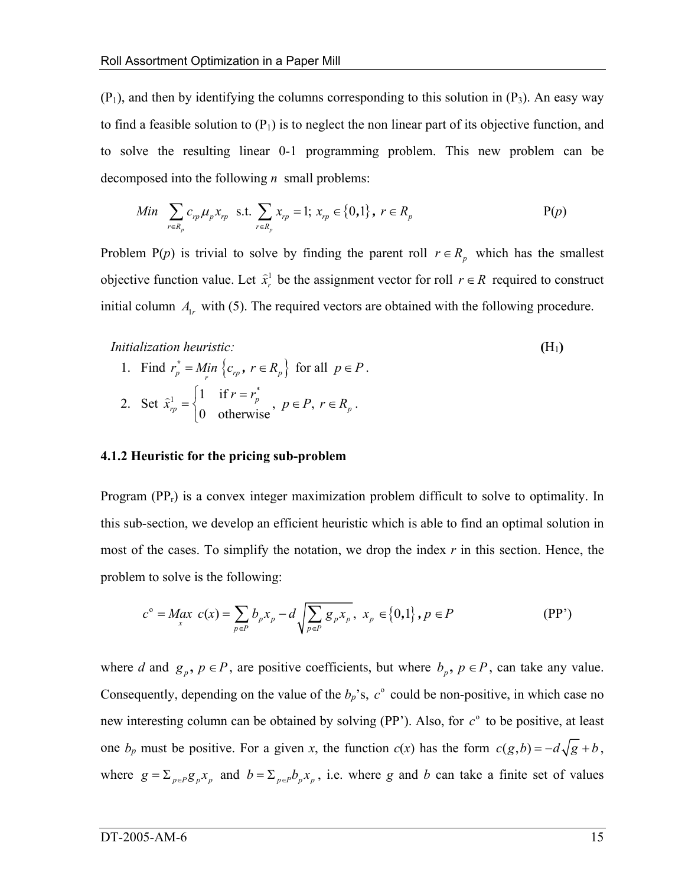($P_1$), and then by identifying the columns corresponding to this solution in ($P_3$). An easy way to find a feasible solution to ($P_1$) is to neglect the non linear part of its objective function, and to solve the resulting linear 0-1 programming problem. This new problem can be decomposed into the following $n$ small problems:

$$Min \sum_{r \in R_p} c_{rp} \mu_p x_{rp} \text{ s.t. } \sum_{r \in R_p} x_{rp} = 1; \; x_{rp} \in \{0,1\}, \; r \in R_p \qquad \text{P}(p)$$

Problem P($p$) is trivial to solve by finding the parent roll $r \in R_p$ which has the smallest objective function value. Let $\hat{x}_r^1$ be the assignment vector for roll $r \in R$ required to construct initial column $A_{1r}$ with (5). The required vectors are obtained with the following procedure.

*Initialization heuristic:* **(**$H_1$**)**

1. Find $r_p^* = \underset{r}{Min} \left\{ c_{rp}, \; r \in R_p \right\}$ for all $p \in P$.
2. Set $\hat{x}_{rp}^1 = \begin{cases} 1 & \text{if } r = r_p^* \\ 0 & \text{otherwise} \end{cases}, \; p \in P, \; r \in R_p$.

### 4.1.2 Heuristic for the pricing sub-problem

Program ($PP_r$) is a convex integer maximization problem difficult to solve to optimality. In this sub-section, we develop an efficient heuristic which is able to find an optimal solution in most of the cases. To simplify the notation, we drop the index $r$ in this section. Hence, the problem to solve is the following:

$$c^{\text{o}} = \underset{x}{Max} \; c(x) = \sum_{p \in P} b_p x_p - d \sqrt{\sum_{p \in P} g_p x_p}, \; x_p \in \{0,1\}, p \in P \qquad \text{(PP')}$$

where $d$ and $g_p, \; p \in P$, are positive coefficients, but where $b_p, \; p \in P$, can take any value. Consequently, depending on the value of the $b_p$'s, $c^{\text{o}}$ could be non-positive, in which case no new interesting column can be obtained by solving (PP'). Also, for $c^{\text{o}}$ to be positive, at least one $b_p$ must be positive. For a given $x$, the function $c(x)$ has the form $c(g,b) = -d\sqrt{g} + b$, where $g = \Sigma_{p \in P} g_p x_p$ and $b = \Sigma_{p \in P} b_p x_p$, i.e. where $g$ and $b$ can take a finite set of values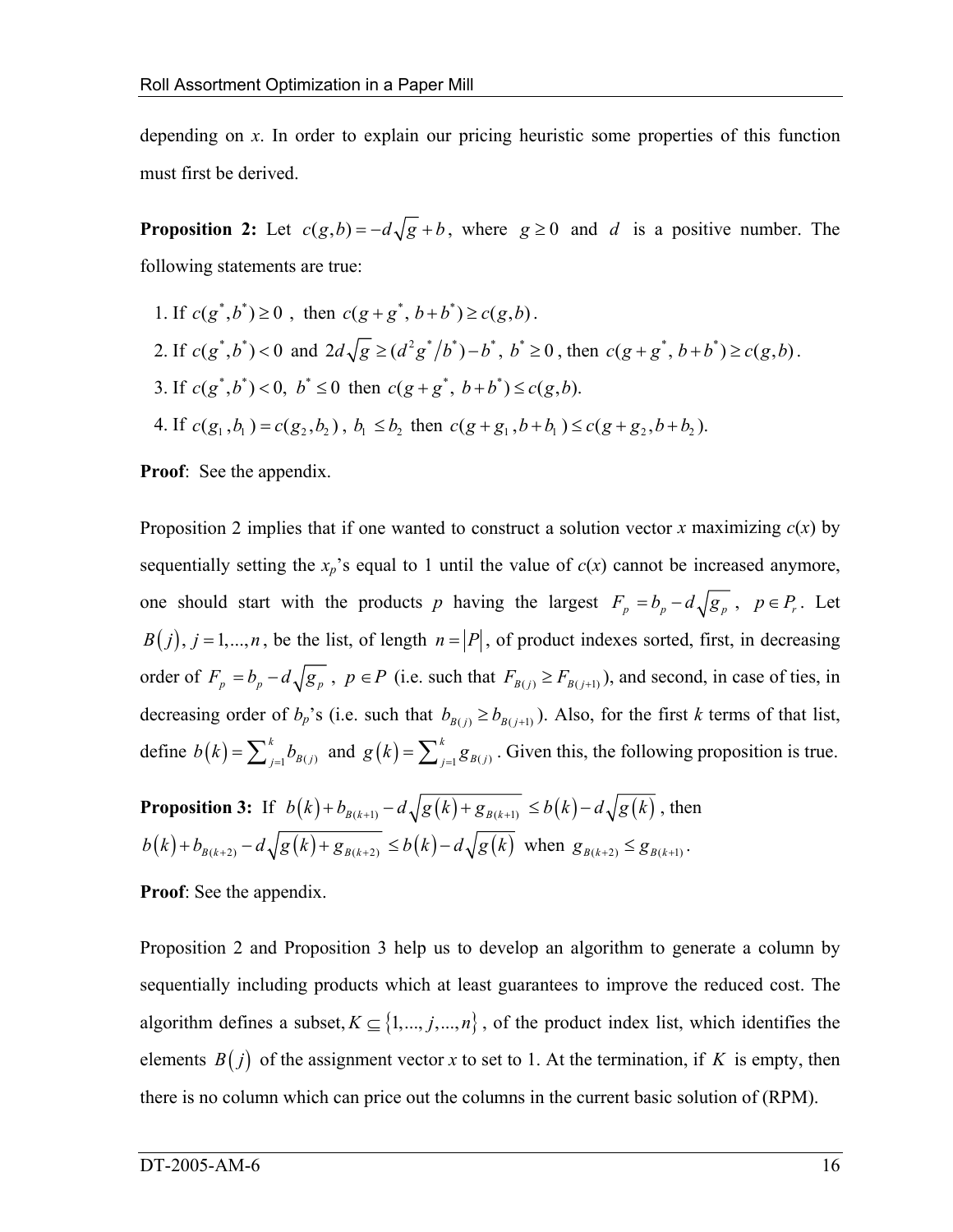depending on *x*. In order to explain our pricing heuristic some properties of this function must first be derived.

**Proposition 2:** Let $c(g,b) = -d\sqrt{g} + b$, where $g \geq 0$ and $d$ is a positive number. The following statements are true:

1. If $c(g^*, b^*) \geq 0$ , then $c(g + g^*,\ b + b^*) \geq c(g,b)$.
2. If $c(g^*, b^*) < 0$ and $2d\sqrt{g} \geq (d^2 g^* / b^*) - b^*,\ b^* \geq 0$, then $c(g + g^*,\ b + b^*) \geq c(g,b)$.
3. If $c(g^*, b^*) < 0,\ b^* \leq 0$ then $c(g + g^*,\ b + b^*) \leq c(g,b)$.
4. If $c(g_1, b_1) = c(g_2, b_2)$, $b_1 \leq b_2$ then $c(g + g_1, b + b_1) \leq c(g + g_2, b + b_2)$.

**Proof**: See the appendix.

Proposition 2 implies that if one wanted to construct a solution vector *x* maximizing *c*(*x*) by sequentially setting the $x_p$'s equal to 1 until the value of *c*(*x*) cannot be increased anymore, one should start with the products *p* having the largest $F_p = b_p - d\sqrt{g_p}$ , $p \in P_r$. Let $B(j),\ j = 1,...,n$, be the list, of length $n = |P|$, of product indexes sorted, first, in decreasing order of $F_p = b_p - d\sqrt{g_p}$ , $p \in P$ (i.e. such that $F_{B(j)} \geq F_{B(j+1)}$), and second, in case of ties, in decreasing order of $b_p$'s (i.e. such that $b_{B(j)} \geq b_{B(j+1)}$). Also, for the first *k* terms of that list, define $b(k) = \sum_{j=1}^{k} b_{B(j)}$ and $g(k) = \sum_{j=1}^{k} g_{B(j)}$. Given this, the following proposition is true.

**Proposition 3:** If $b(k) + b_{B(k+1)} - d\sqrt{g(k) + g_{B(k+1)}} \leq b(k) - d\sqrt{g(k)}$ , then $b(k) + b_{B(k+2)} - d\sqrt{g(k) + g_{B(k+2)}} \leq b(k) - d\sqrt{g(k)}$ when $g_{B(k+2)} \leq g_{B(k+1)}$.

**Proof**: See the appendix.

Proposition 2 and Proposition 3 help us to develop an algorithm to generate a column by sequentially including products which at least guarantees to improve the reduced cost. The algorithm defines a subset, $K \subseteq \{1,...,j,...,n\}$, of the product index list, which identifies the elements $B(j)$ of the assignment vector *x* to set to 1. At the termination, if $K$ is empty, then there is no column which can price out the columns in the current basic solution of (RPM).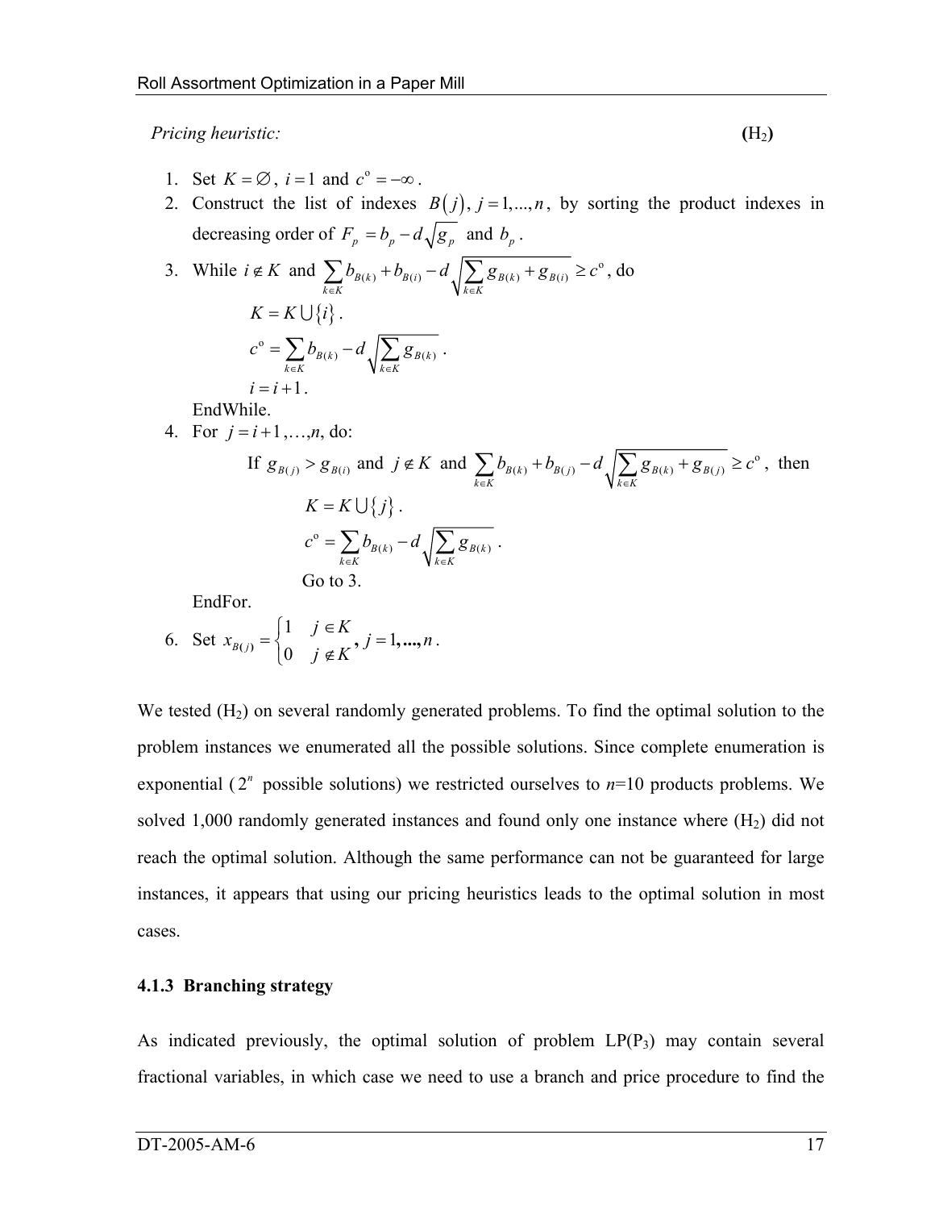*Pricing heuristic:* **(H$_2$)**

1. Set $K = \varnothing$, $i = 1$ and $c^{\text{o}} = -\infty$.
2. Construct the list of indexes $B(j)$, $j = 1,...,n$, by sorting the product indexes in decreasing order of $F_p = b_p - d\sqrt{g_p}$ and $b_p$.
3. While $i \notin K$ and $\sum_{k \in K} b_{B(k)} + b_{B(i)} - d\sqrt{\sum_{k \in K} g_{B(k)} + g_{B(i)}} \geq c^{\text{o}}$, do

   $K = K \bigcup \{i\}$.

   $c^{\text{o}} = \sum_{k \in K} b_{B(k)} - d\sqrt{\sum_{k \in K} g_{B(k)}}$.

   $i = i + 1$.

   EndWhile.
4. For $j = i+1,\ldots,n$, do:

   If $g_{B(j)} > g_{B(i)}$ and $j \notin K$ and $\sum_{k \in K} b_{B(k)} + b_{B(j)} - d\sqrt{\sum_{k \in K} g_{B(k)} + g_{B(j)}} \geq c^{\text{o}}$, then

   $K = K \bigcup \{j\}$.

   $c^{\text{o}} = \sum_{k \in K} b_{B(k)} - d\sqrt{\sum_{k \in K} g_{B(k)}}$.

   Go to 3.

   EndFor.
6. Set $x_{B(j)} = \begin{cases} 1 & j \in K \\ 0 & j \notin K \end{cases}, \; j = 1,...,n$.

We tested (H$_2$) on several randomly generated problems. To find the optimal solution to the problem instances we enumerated all the possible solutions. Since complete enumeration is exponential ($2^n$ possible solutions) we restricted ourselves to $n$=10 products problems. We solved 1,000 randomly generated instances and found only one instance where (H$_2$) did not reach the optimal solution. Although the same performance can not be guaranteed for large instances, it appears that using our pricing heuristics leads to the optimal solution in most cases.

### 4.1.3 Branching strategy

As indicated previously, the optimal solution of problem LP(P$_3$) may contain several fractional variables, in which case we need to use a branch and price procedure to find the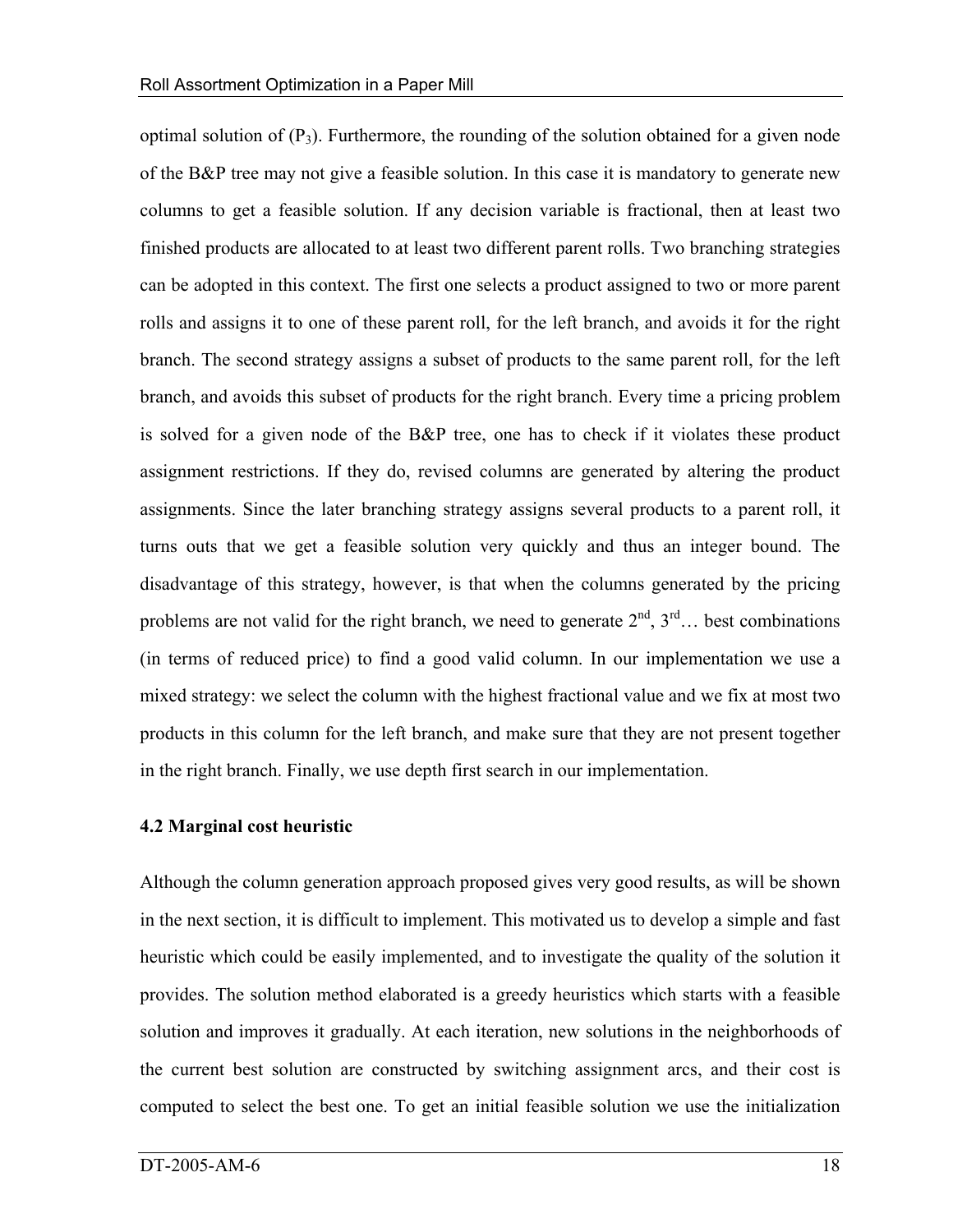optimal solution of ($P_3$). Furthermore, the rounding of the solution obtained for a given node of the B&P tree may not give a feasible solution. In this case it is mandatory to generate new columns to get a feasible solution. If any decision variable is fractional, then at least two finished products are allocated to at least two different parent rolls. Two branching strategies can be adopted in this context. The first one selects a product assigned to two or more parent rolls and assigns it to one of these parent roll, for the left branch, and avoids it for the right branch. The second strategy assigns a subset of products to the same parent roll, for the left branch, and avoids this subset of products for the right branch. Every time a pricing problem is solved for a given node of the B&P tree, one has to check if it violates these product assignment restrictions. If they do, revised columns are generated by altering the product assignments. Since the later branching strategy assigns several products to a parent roll, it turns outs that we get a feasible solution very quickly and thus an integer bound. The disadvantage of this strategy, however, is that when the columns generated by the pricing problems are not valid for the right branch, we need to generate 2nd, 3rd… best combinations (in terms of reduced price) to find a good valid column. In our implementation we use a mixed strategy: we select the column with the highest fractional value and we fix at most two products in this column for the left branch, and make sure that they are not present together in the right branch. Finally, we use depth first search in our implementation.

**4.2 Marginal cost heuristic**

Although the column generation approach proposed gives very good results, as will be shown in the next section, it is difficult to implement. This motivated us to develop a simple and fast heuristic which could be easily implemented, and to investigate the quality of the solution it provides. The solution method elaborated is a greedy heuristics which starts with a feasible solution and improves it gradually. At each iteration, new solutions in the neighborhoods of the current best solution are constructed by switching assignment arcs, and their cost is computed to select the best one. To get an initial feasible solution we use the initialization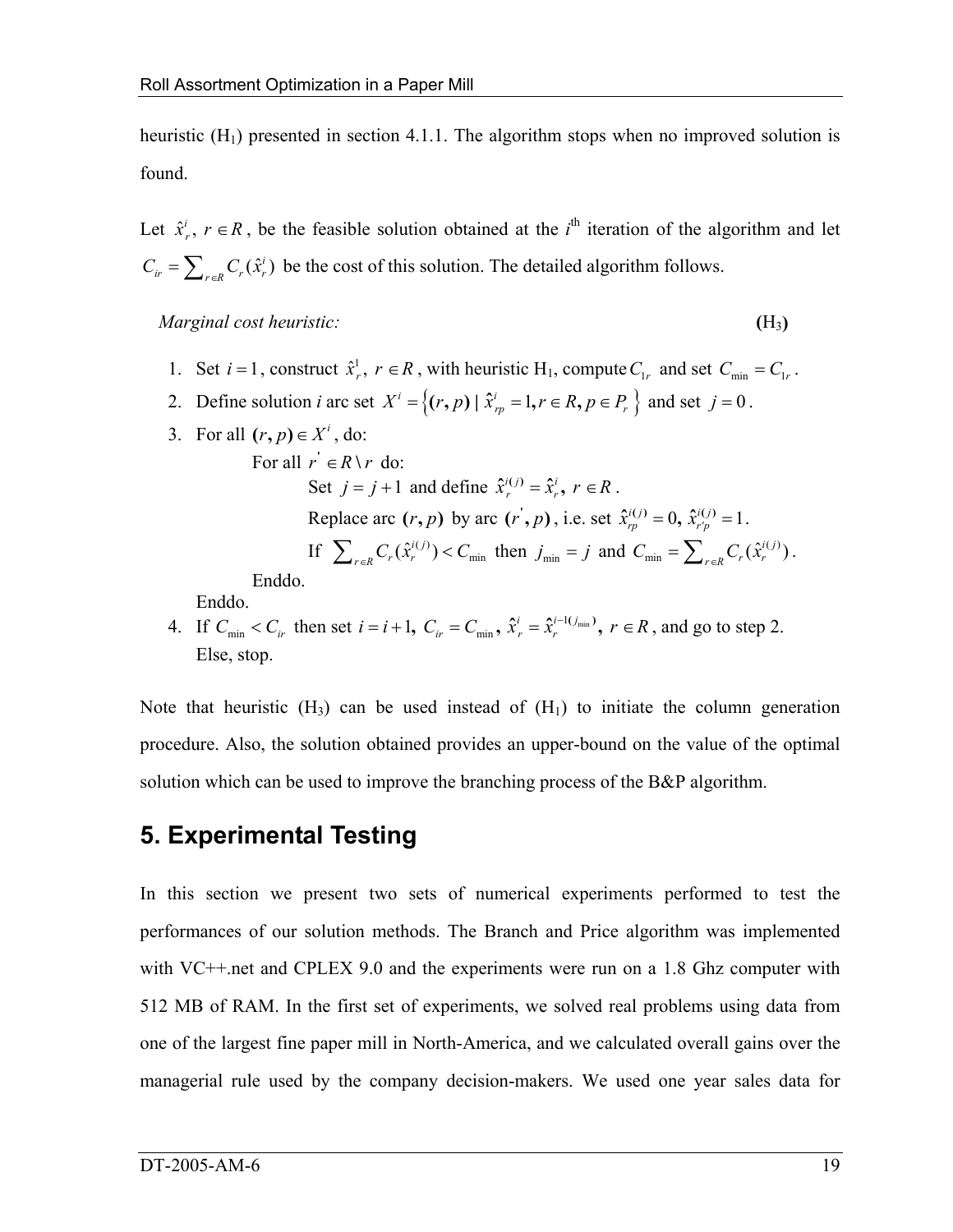heuristic ($H_1$) presented in section 4.1.1. The algorithm stops when no improved solution is found.

Let $\hat{x}_r^i,\ r \in R$, be the feasible solution obtained at the $i^{\text{th}}$ iteration of the algorithm and let $C_{ir} = \sum_{r \in R} C_r(\hat{x}_r^i)$ be the cost of this solution. The detailed algorithm follows.

*Marginal cost heuristic:* **($H_3$)**

1. Set $i = 1$, construct $\hat{x}_r^1,\ r \in R$, with heuristic $H_1$, compute $C_{1r}$ and set $C_{\min} = C_{1r}$.
2. Define solution *i* arc set $X^i = \left\{(r, p) \mid \hat{x}_{rp}^i = 1, r \in R, p \in P_r\right\}$ and set $j = 0$.
3. For all $(r, p) \in X^i$, do:

   For all $r' \in R \setminus r$ do:

   Set $j = j + 1$ and define $\hat{x}_r^{i(j)} = \hat{x}_r^i,\ r \in R$.

   Replace arc $(r, p)$ by arc $(r', p)$, i.e. set $\hat{x}_{rp}^{i(j)} = 0,\ \hat{x}_{r'p}^{i(j)} = 1$.

   If $\sum_{r \in R} C_r(\hat{x}_r^{i(j)}) < C_{\min}$ then $j_{\min} = j$ and $C_{\min} = \sum_{r \in R} C_r(\hat{x}_r^{i(j)})$.

   Enddo.

   Enddo.
4. If $C_{\min} < C_{ir}$ then set $i = i + 1,\ C_{ir} = C_{\min},\ \hat{x}_r^i = \hat{x}_r^{i-1(j_{\min})},\ r \in R$, and go to step 2.

   Else, stop.

Note that heuristic ($H_3$) can be used instead of ($H_1$) to initiate the column generation procedure. Also, the solution obtained provides an upper-bound on the value of the optimal solution which can be used to improve the branching process of the B&P algorithm.

## 5. Experimental Testing

In this section we present two sets of numerical experiments performed to test the performances of our solution methods. The Branch and Price algorithm was implemented with VC++.net and CPLEX 9.0 and the experiments were run on a 1.8 Ghz computer with 512 MB of RAM. In the first set of experiments, we solved real problems using data from one of the largest fine paper mill in North-America, and we calculated overall gains over the managerial rule used by the company decision-makers. We used one year sales data for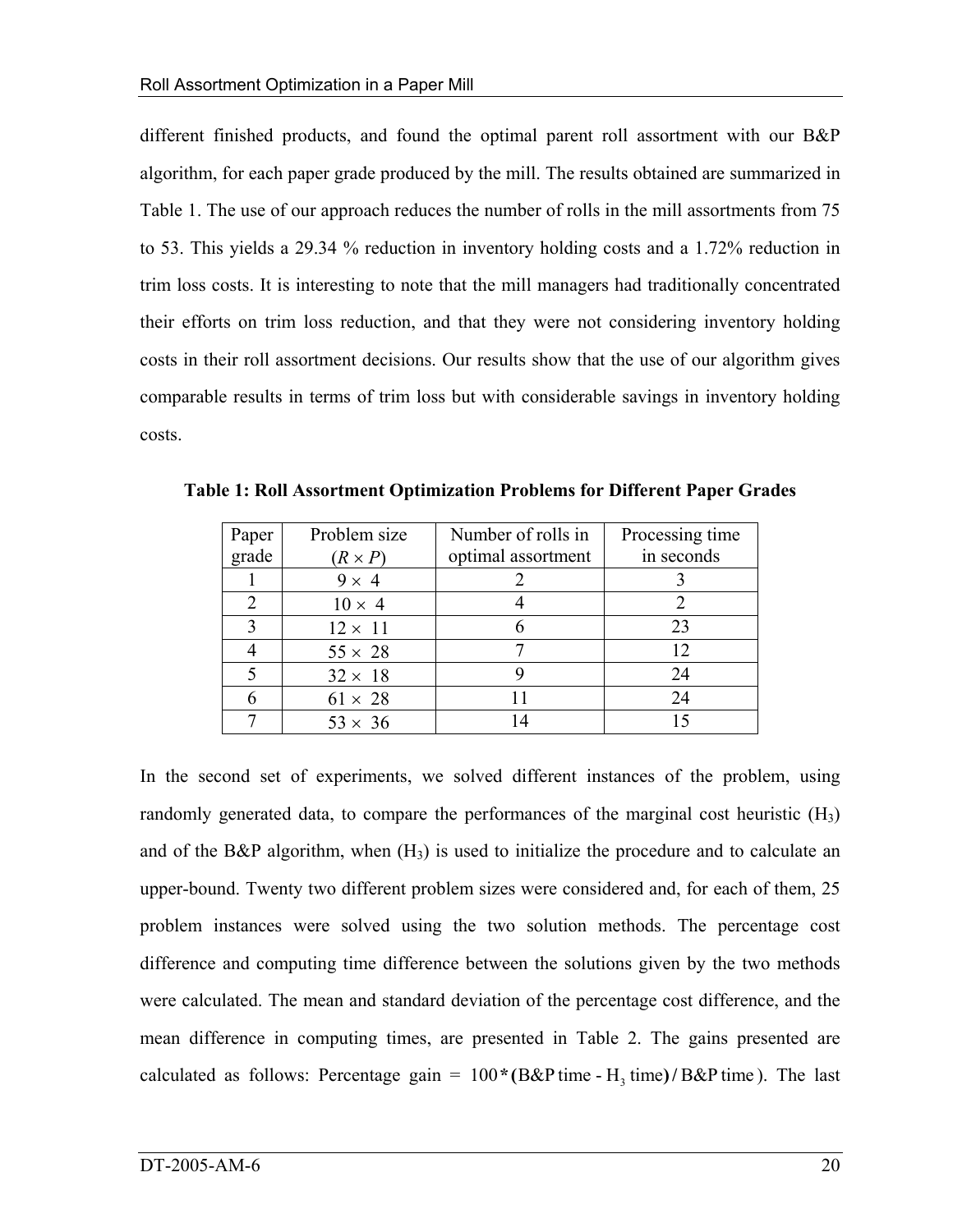different finished products, and found the optimal parent roll assortment with our B&P algorithm, for each paper grade produced by the mill. The results obtained are summarized in Table 1. The use of our approach reduces the number of rolls in the mill assortments from 75 to 53. This yields a 29.34 % reduction in inventory holding costs and a 1.72% reduction in trim loss costs. It is interesting to note that the mill managers had traditionally concentrated their efforts on trim loss reduction, and that they were not considering inventory holding costs in their roll assortment decisions. Our results show that the use of our algorithm gives comparable results in terms of trim loss but with considerable savings in inventory holding costs.

**Table 1: Roll Assortment Optimization Problems for Different Paper Grades**

| Paper grade | Problem size ($R \times P$) | Number of rolls in optimal assortment | Processing time in seconds |
|---|---|---|---|
| 1 | $9 \times 4$ | 2 | 3 |
| 2 | $10 \times 4$ | 4 | 2 |
| 3 | $12 \times 11$ | 6 | 23 |
| 4 | $55 \times 28$ | 7 | 12 |
| 5 | $32 \times 18$ | 9 | 24 |
| 6 | $61 \times 28$ | 11 | 24 |
| 7 | $53 \times 36$ | 14 | 15 |

In the second set of experiments, we solved different instances of the problem, using randomly generated data, to compare the performances of the marginal cost heuristic ($H_3$) and of the B&P algorithm, when ($H_3$) is used to initialize the procedure and to calculate an upper-bound. Twenty two different problem sizes were considered and, for each of them, 25 problem instances were solved using the two solution methods. The percentage cost difference and computing time difference between the solutions given by the two methods were calculated. The mean and standard deviation of the percentage cost difference, and the mean difference in computing times, are presented in Table 2. The gains presented are calculated as follows: Percentage gain = $100 * (\text{B\&P time} - \text{H}_3\text{ time}) / \text{B\&P time}$). The last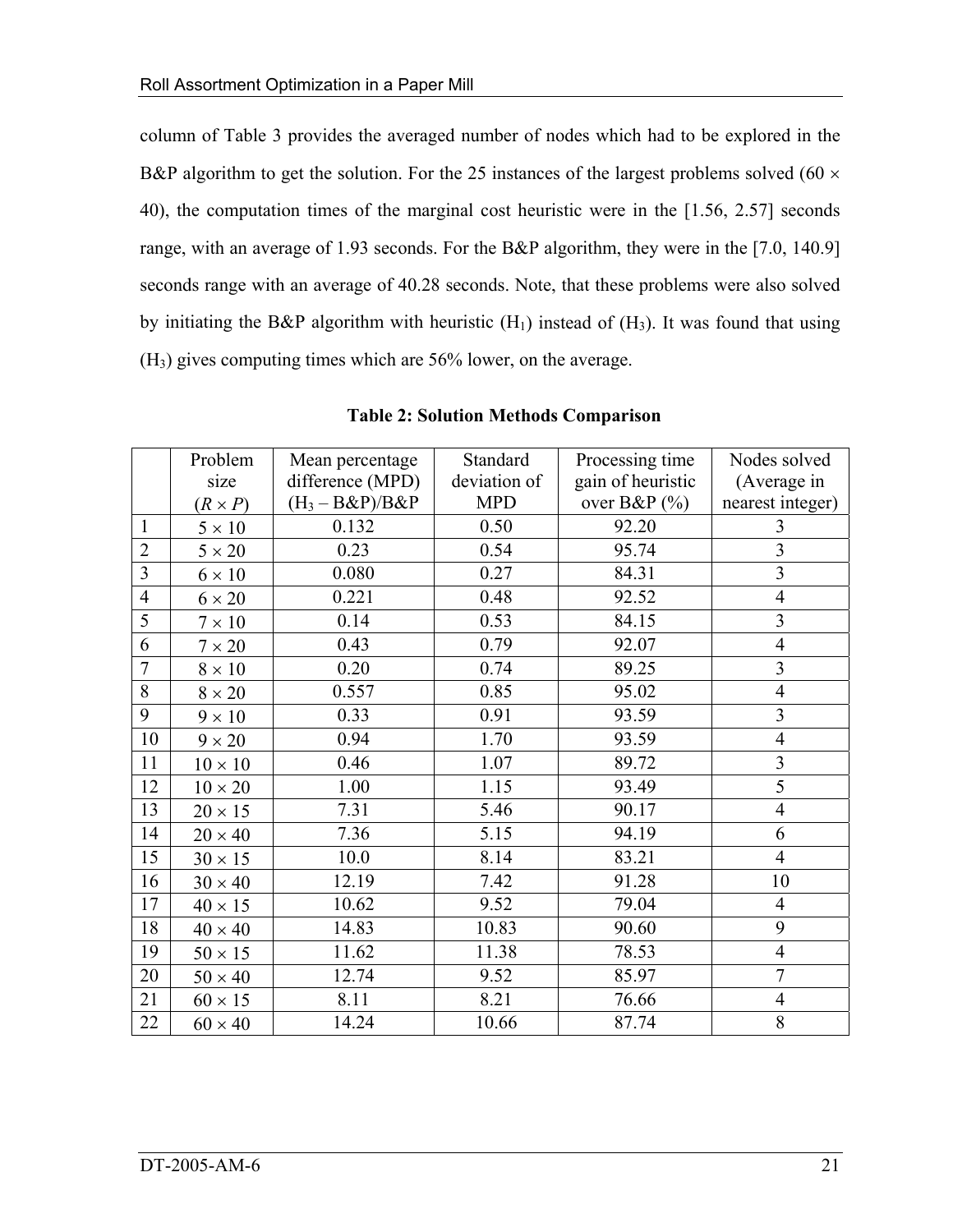column of Table 3 provides the averaged number of nodes which had to be explored in the B&P algorithm to get the solution. For the 25 instances of the largest problems solved (60 × 40), the computation times of the marginal cost heuristic were in the [1.56, 2.57] seconds range, with an average of 1.93 seconds. For the B&P algorithm, they were in the [7.0, 140.9] seconds range with an average of 40.28 seconds. Note, that these problems were also solved by initiating the B&P algorithm with heuristic ($H_1$) instead of ($H_3$). It was found that using ($H_3$) gives computing times which are 56% lower, on the average.

**Table 2: Solution Methods Comparison**

| | Problem size ($R \times P$) | Mean percentage difference (MPD) ($H_3$ – B&P)/B&P | Standard deviation of MPD | Processing time gain of heuristic over B&P (%) | Nodes solved (Average in nearest integer) |
|---|---|---|---|---|---|
| 1 | 5 × 10 | 0.132 | 0.50 | 92.20 | 3 |
| 2 | 5 × 20 | 0.23 | 0.54 | 95.74 | 3 |
| 3 | 6 × 10 | 0.080 | 0.27 | 84.31 | 3 |
| 4 | 6 × 20 | 0.221 | 0.48 | 92.52 | 4 |
| 5 | 7 × 10 | 0.14 | 0.53 | 84.15 | 3 |
| 6 | 7 × 20 | 0.43 | 0.79 | 92.07 | 4 |
| 7 | 8 × 10 | 0.20 | 0.74 | 89.25 | 3 |
| 8 | 8 × 20 | 0.557 | 0.85 | 95.02 | 4 |
| 9 | 9 × 10 | 0.33 | 0.91 | 93.59 | 3 |
| 10 | 9 × 20 | 0.94 | 1.70 | 93.59 | 4 |
| 11 | 10 × 10 | 0.46 | 1.07 | 89.72 | 3 |
| 12 | 10 × 20 | 1.00 | 1.15 | 93.49 | 5 |
| 13 | 20 × 15 | 7.31 | 5.46 | 90.17 | 4 |
| 14 | 20 × 40 | 7.36 | 5.15 | 94.19 | 6 |
| 15 | 30 × 15 | 10.0 | 8.14 | 83.21 | 4 |
| 16 | 30 × 40 | 12.19 | 7.42 | 91.28 | 10 |
| 17 | 40 × 15 | 10.62 | 9.52 | 79.04 | 4 |
| 18 | 40 × 40 | 14.83 | 10.83 | 90.60 | 9 |
| 19 | 50 × 15 | 11.62 | 11.38 | 78.53 | 4 |
| 20 | 50 × 40 | 12.74 | 9.52 | 85.97 | 7 |
| 21 | 60 × 15 | 8.11 | 8.21 | 76.66 | 4 |
| 22 | 60 × 40 | 14.24 | 10.66 | 87.74 | 8 |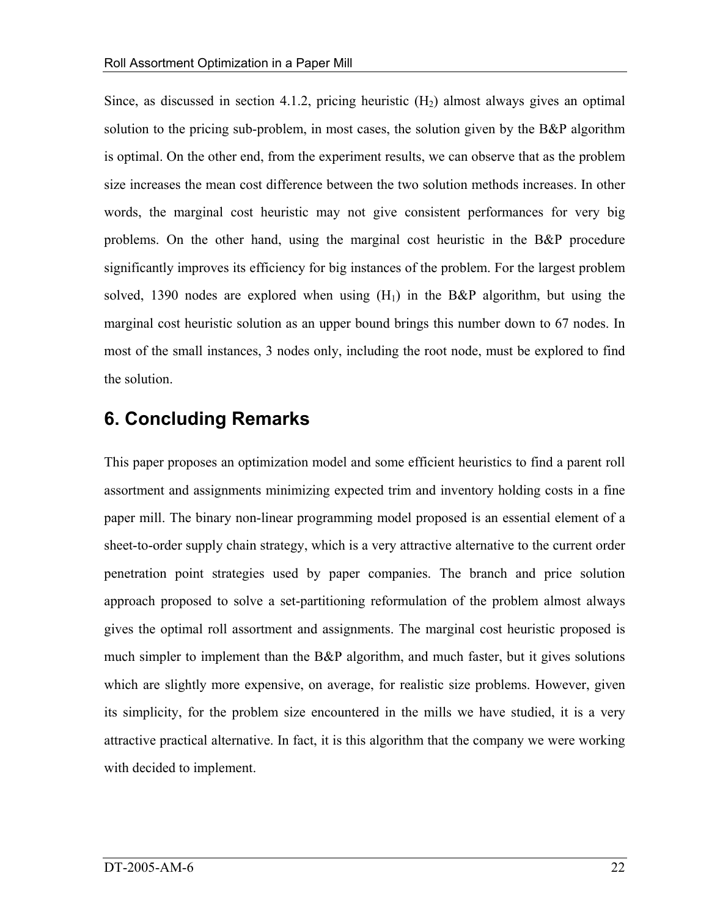Since, as discussed in section 4.1.2, pricing heuristic ($H_2$) almost always gives an optimal solution to the pricing sub-problem, in most cases, the solution given by the B&P algorithm is optimal. On the other end, from the experiment results, we can observe that as the problem size increases the mean cost difference between the two solution methods increases. In other words, the marginal cost heuristic may not give consistent performances for very big problems. On the other hand, using the marginal cost heuristic in the B&P procedure significantly improves its efficiency for big instances of the problem. For the largest problem solved, 1390 nodes are explored when using ($H_1$) in the B&P algorithm, but using the marginal cost heuristic solution as an upper bound brings this number down to 67 nodes. In most of the small instances, 3 nodes only, including the root node, must be explored to find the solution.

## 6. Concluding Remarks

This paper proposes an optimization model and some efficient heuristics to find a parent roll assortment and assignments minimizing expected trim and inventory holding costs in a fine paper mill. The binary non-linear programming model proposed is an essential element of a sheet-to-order supply chain strategy, which is a very attractive alternative to the current order penetration point strategies used by paper companies. The branch and price solution approach proposed to solve a set-partitioning reformulation of the problem almost always gives the optimal roll assortment and assignments. The marginal cost heuristic proposed is much simpler to implement than the B&P algorithm, and much faster, but it gives solutions which are slightly more expensive, on average, for realistic size problems. However, given its simplicity, for the problem size encountered in the mills we have studied, it is a very attractive practical alternative. In fact, it is this algorithm that the company we were working with decided to implement.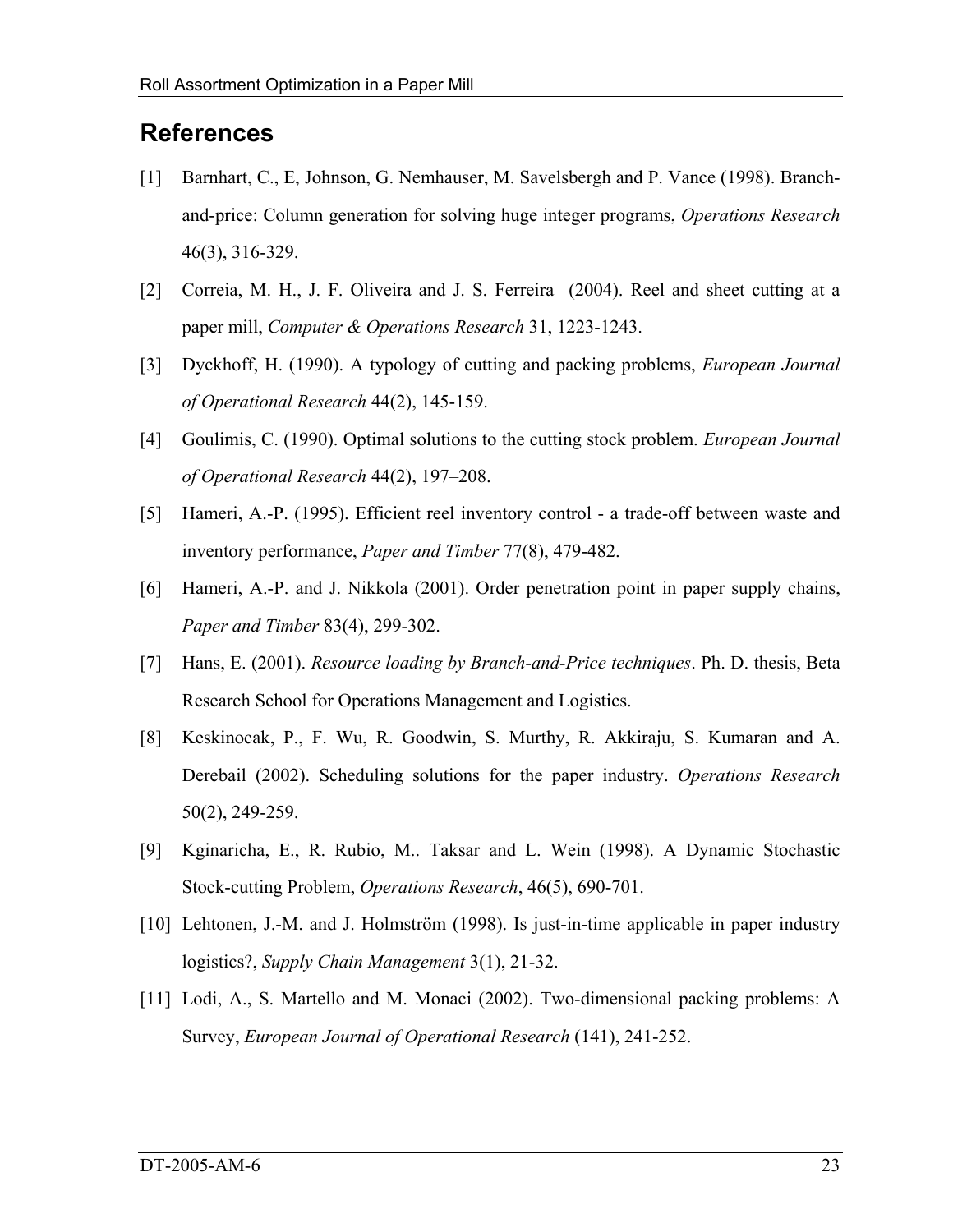## References

[1] Barnhart, C., E, Johnson, G. Nemhauser, M. Savelsbergh and P. Vance (1998). Branch-and-price: Column generation for solving huge integer programs, *Operations Research* 46(3), 316-329.

[2] Correia, M. H., J. F. Oliveira and J. S. Ferreira (2004). Reel and sheet cutting at a paper mill, *Computer & Operations Research* 31, 1223-1243.

[3] Dyckhoff, H. (1990). A typology of cutting and packing problems, *European Journal of Operational Research* 44(2), 145-159.

[4] Goulimis, C. (1990). Optimal solutions to the cutting stock problem. *European Journal of Operational Research* 44(2), 197–208.

[5] Hameri, A.-P. (1995). Efficient reel inventory control - a trade-off between waste and inventory performance, *Paper and Timber* 77(8), 479-482.

[6] Hameri, A.-P. and J. Nikkola (2001). Order penetration point in paper supply chains, *Paper and Timber* 83(4), 299-302.

[7] Hans, E. (2001). *Resource loading by Branch-and-Price techniques*. Ph. D. thesis, Beta Research School for Operations Management and Logistics.

[8] Keskinocak, P., F. Wu, R. Goodwin, S. Murthy, R. Akkiraju, S. Kumaran and A. Derebail (2002). Scheduling solutions for the paper industry. *Operations Research* 50(2), 249-259.

[9] Kginaricha, E., R. Rubio, M.. Taksar and L. Wein (1998). A Dynamic Stochastic Stock-cutting Problem, *Operations Research*, 46(5), 690-701.

[10] Lehtonen, J.-M. and J. Holmström (1998). Is just-in-time applicable in paper industry logistics?, *Supply Chain Management* 3(1), 21-32.

[11] Lodi, A., S. Martello and M. Monaci (2002). Two-dimensional packing problems: A Survey, *European Journal of Operational Research* (141), 241-252.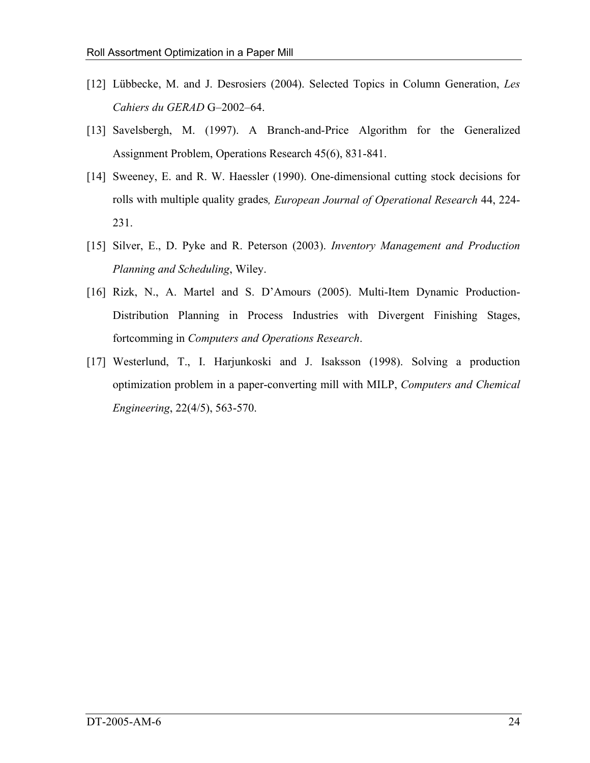[12] Lübbecke, M. and J. Desrosiers (2004). Selected Topics in Column Generation, *Les Cahiers du GERAD* G–2002–64.

[13] Savelsbergh, M. (1997). A Branch-and-Price Algorithm for the Generalized Assignment Problem, Operations Research 45(6), 831-841.

[14] Sweeney, E. and R. W. Haessler (1990). One-dimensional cutting stock decisions for rolls with multiple quality grades*, European Journal of Operational Research* 44, 224-231.

[15] Silver, E., D. Pyke and R. Peterson (2003). *Inventory Management and Production Planning and Scheduling*, Wiley.

[16] Rizk, N., A. Martel and S. D'Amours (2005). Multi-Item Dynamic Production-Distribution Planning in Process Industries with Divergent Finishing Stages, fortcomming in *Computers and Operations Research*.

[17] Westerlund, T., I. Harjunkoski and J. Isaksson (1998). Solving a production optimization problem in a paper-converting mill with MILP, *Computers and Chemical Engineering*, 22(4/5), 563-570.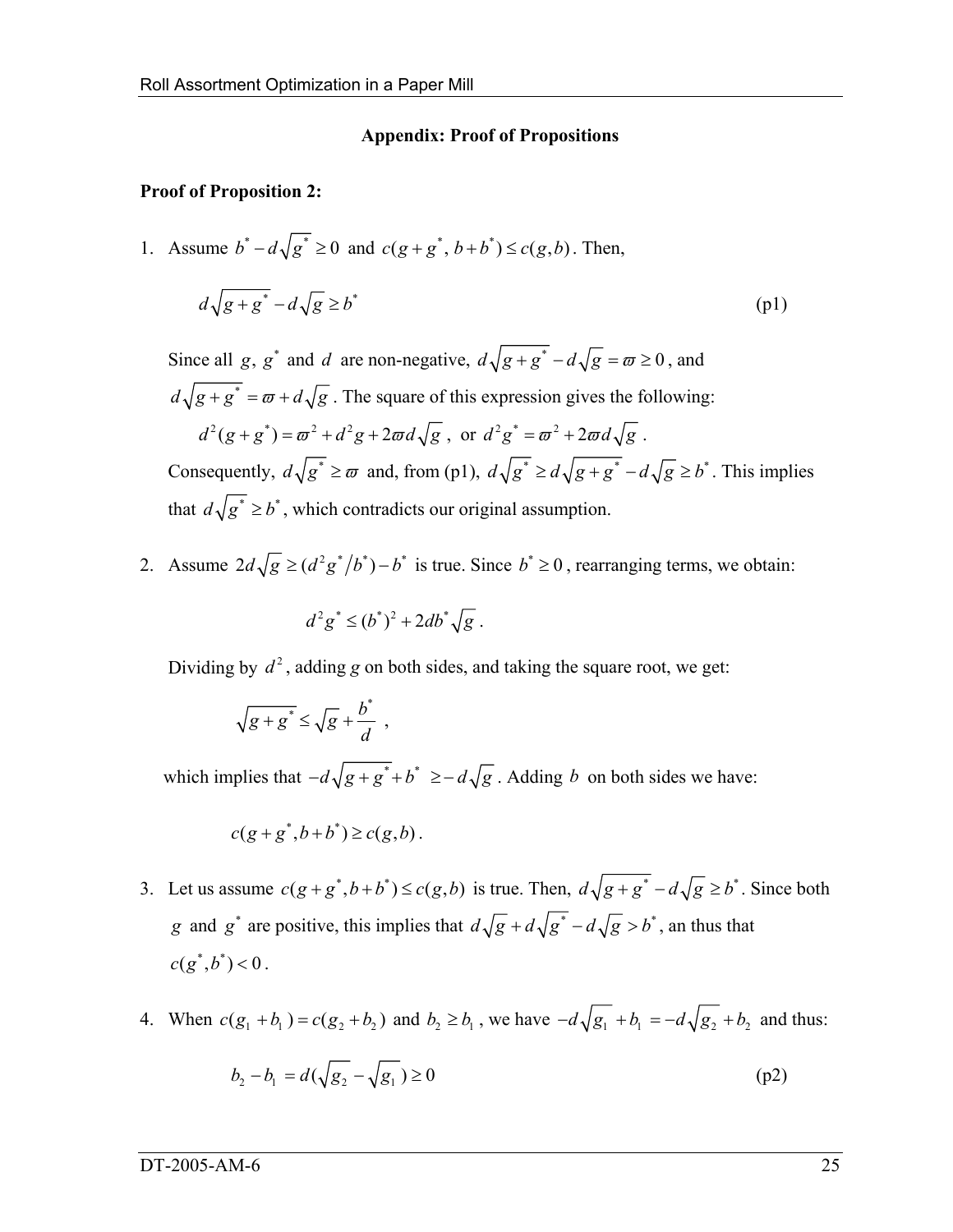## Appendix: Proof of Propositions

**Proof of Proposition 2:**

1. Assume $b^* - d\sqrt{g^*} \geq 0$ and $c(g+g^*,\, b+b^*) \leq c(g,b)$. Then,

   $$d\sqrt{g+g^*} - d\sqrt{g} \geq b^* \tag{p1}$$

   Since all $g$, $g^*$ and $d$ are non-negative, $d\sqrt{g+g^*} - d\sqrt{g} = \varpi \geq 0$, and $d\sqrt{g+g^*} = \varpi + d\sqrt{g}$. The square of this expression gives the following:

   $$d^2(g+g^*) = \varpi^2 + d^2 g + 2\varpi d\sqrt{g}\,, \text{ or } d^2 g^* = \varpi^2 + 2\varpi d\sqrt{g}\,.$$

   Consequently, $d\sqrt{g^*} \geq \varpi$ and, from (p1), $d\sqrt{g^*} \geq d\sqrt{g+g^*} - d\sqrt{g} \geq b^*$. This implies that $d\sqrt{g^*} \geq b^*$, which contradicts our original assumption.

2. Assume $2d\sqrt{g} \geq (d^2 g^* / b^*) - b^*$ is true. Since $b^* \geq 0$, rearranging terms, we obtain:

   $$d^2 g^* \leq (b^*)^2 + 2db^*\sqrt{g}\,.$$

   Dividing by $d^2$, adding *g* on both sides, and taking the square root, we get:

   $$\sqrt{g+g^*} \leq \sqrt{g} + \frac{b^*}{d}\,,$$

   which implies that $-d\sqrt{g+g^*} + b^* \geq -d\sqrt{g}$. Adding $b$ on both sides we have:

   $$c(g+g^*, b+b^*) \geq c(g,b)\,.$$

3. Let us assume $c(g+g^*, b+b^*) \leq c(g,b)$ is true. Then, $d\sqrt{g+g^*} - d\sqrt{g} \geq b^*$. Since both $g$ and $g^*$ are positive, this implies that $d\sqrt{g} + d\sqrt{g^*} - d\sqrt{g} > b^*$, an thus that $c(g^*, b^*) < 0$.

4. When $c(g_1 + b_1) = c(g_2 + b_2)$ and $b_2 \geq b_1$, we have $-d\sqrt{g_1} + b_1 = -d\sqrt{g_2} + b_2$ and thus:

   $$b_2 - b_1 = d(\sqrt{g_2} - \sqrt{g_1}) \geq 0 \tag{p2}$$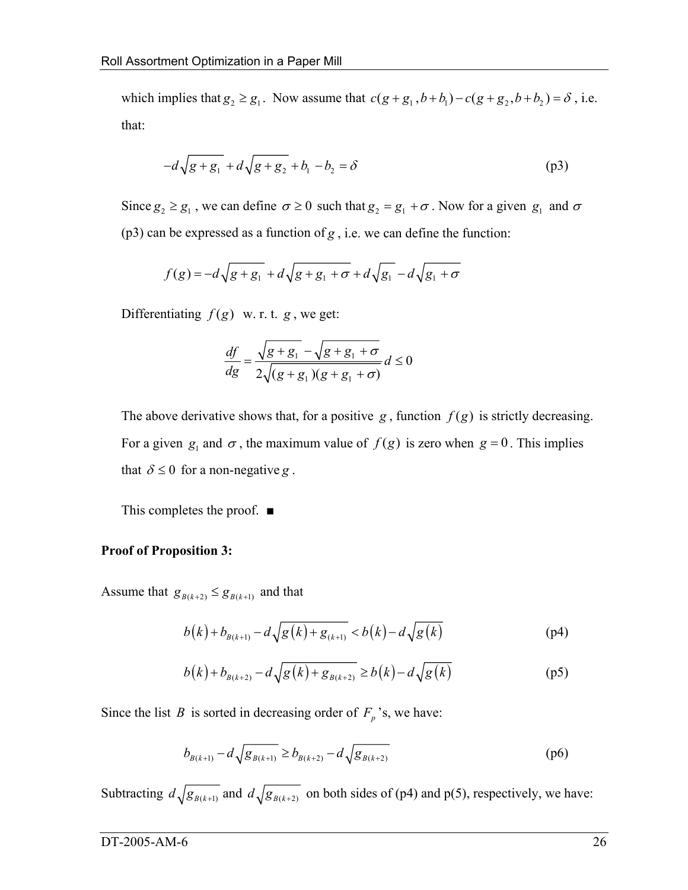which implies that $g_2 \geq g_1$. Now assume that $c(g+g_1, b+b_1) - c(g+g_2, b+b_2) = \delta$, i.e. that:

$$-d\sqrt{g+g_1} + d\sqrt{g+g_2} + b_1 - b_2 = \delta \tag{p3}$$

Since $g_2 \geq g_1$, we can define $\sigma \geq 0$ such that $g_2 = g_1 + \sigma$. Now for a given $g_1$ and $\sigma$ (p3) can be expressed as a function of $g$, i.e. we can define the function:

$$f(g) = -d\sqrt{g+g_1} + d\sqrt{g+g_1+\sigma} + d\sqrt{g_1} - d\sqrt{g_1+\sigma}$$

Differentiating $f(g)$ w. r. t. $g$, we get:

$$\frac{df}{dg} = \frac{\sqrt{g+g_1} - \sqrt{g+g_1+\sigma}}{2\sqrt{(g+g_1)(g+g_1+\sigma)}} d \leq 0$$

The above derivative shows that, for a positive $g$, function $f(g)$ is strictly decreasing. For a given $g_1$ and $\sigma$, the maximum value of $f(g)$ is zero when $g = 0$. This implies that $\delta \leq 0$ for a non-negative $g$.

This completes the proof. ■

**Proof of Proposition 3:**

Assume that $g_{B(k+2)} \leq g_{B(k+1)}$ and that

$$b(k) + b_{B(k+1)} - d\sqrt{g(k) + g_{(k+1)}} < b(k) - d\sqrt{g(k)} \tag{p4}$$

$$b(k) + b_{B(k+2)} - d\sqrt{g(k) + g_{B(k+2)}} \geq b(k) - d\sqrt{g(k)} \tag{p5}$$

Since the list $B$ is sorted in decreasing order of $F_p$'s, we have:

$$b_{B(k+1)} - d\sqrt{g_{B(k+1)}} \geq b_{B(k+2)} - d\sqrt{g_{B(k+2)}} \tag{p6}$$

Subtracting $d\sqrt{g_{B(k+1)}}$ and $d\sqrt{g_{B(k+2)}}$ on both sides of (p4) and p(5), respectively, we have: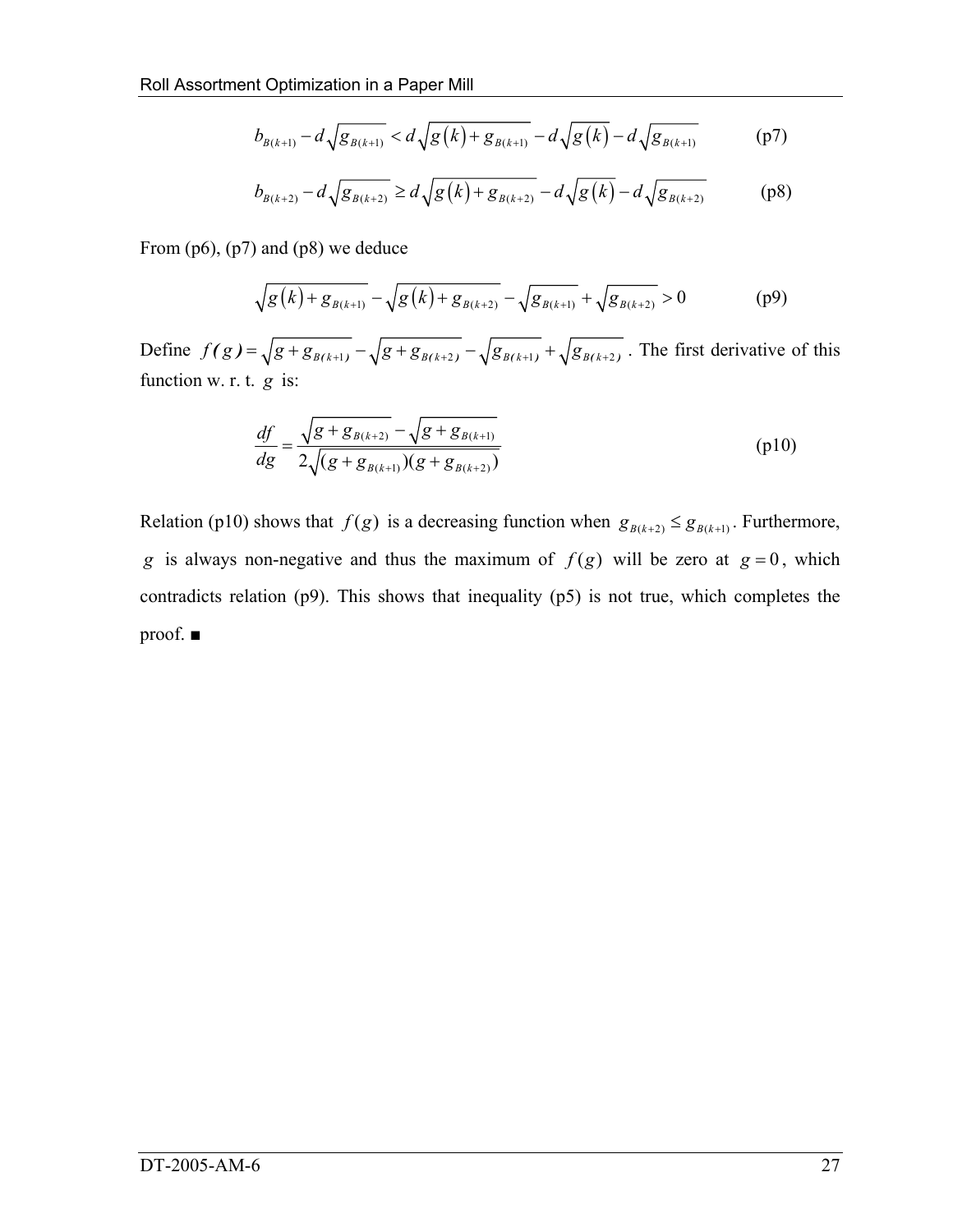$$b_{B(k+1)} - d\sqrt{g_{B(k+1)}} < d\sqrt{g(k)+g_{B(k+1)}} - d\sqrt{g(k)} - d\sqrt{g_{B(k+1)}} \tag{p7}$$

$$b_{B(k+2)} - d\sqrt{g_{B(k+2)}} \geq d\sqrt{g(k)+g_{B(k+2)}} - d\sqrt{g(k)} - d\sqrt{g_{B(k+2)}} \tag{p8}$$

From (p6), (p7) and (p8) we deduce

$$\sqrt{g(k)+g_{B(k+1)}} - \sqrt{g(k)+g_{B(k+2)}} - \sqrt{g_{B(k+1)}} + \sqrt{g_{B(k+2)}} > 0 \tag{p9}$$

Define $f(g) = \sqrt{g+g_{B(k+1)}} - \sqrt{g+g_{B(k+2)}} - \sqrt{g_{B(k+1)}} + \sqrt{g_{B(k+2)}}$. The first derivative of this function w. r. t. $g$ is:

$$\frac{df}{dg} = \frac{\sqrt{g+g_{B(k+2)}} - \sqrt{g+g_{B(k+1)}}}{2\sqrt{(g+g_{B(k+1)})(g+g_{B(k+2)})}} \tag{p10}$$

Relation (p10) shows that $f(g)$ is a decreasing function when $g_{B(k+2)} \leq g_{B(k+1)}$. Furthermore, $g$ is always non-negative and thus the maximum of $f(g)$ will be zero at $g = 0$, which contradicts relation (p9). This shows that inequality (p5) is not true, which completes the proof. ■